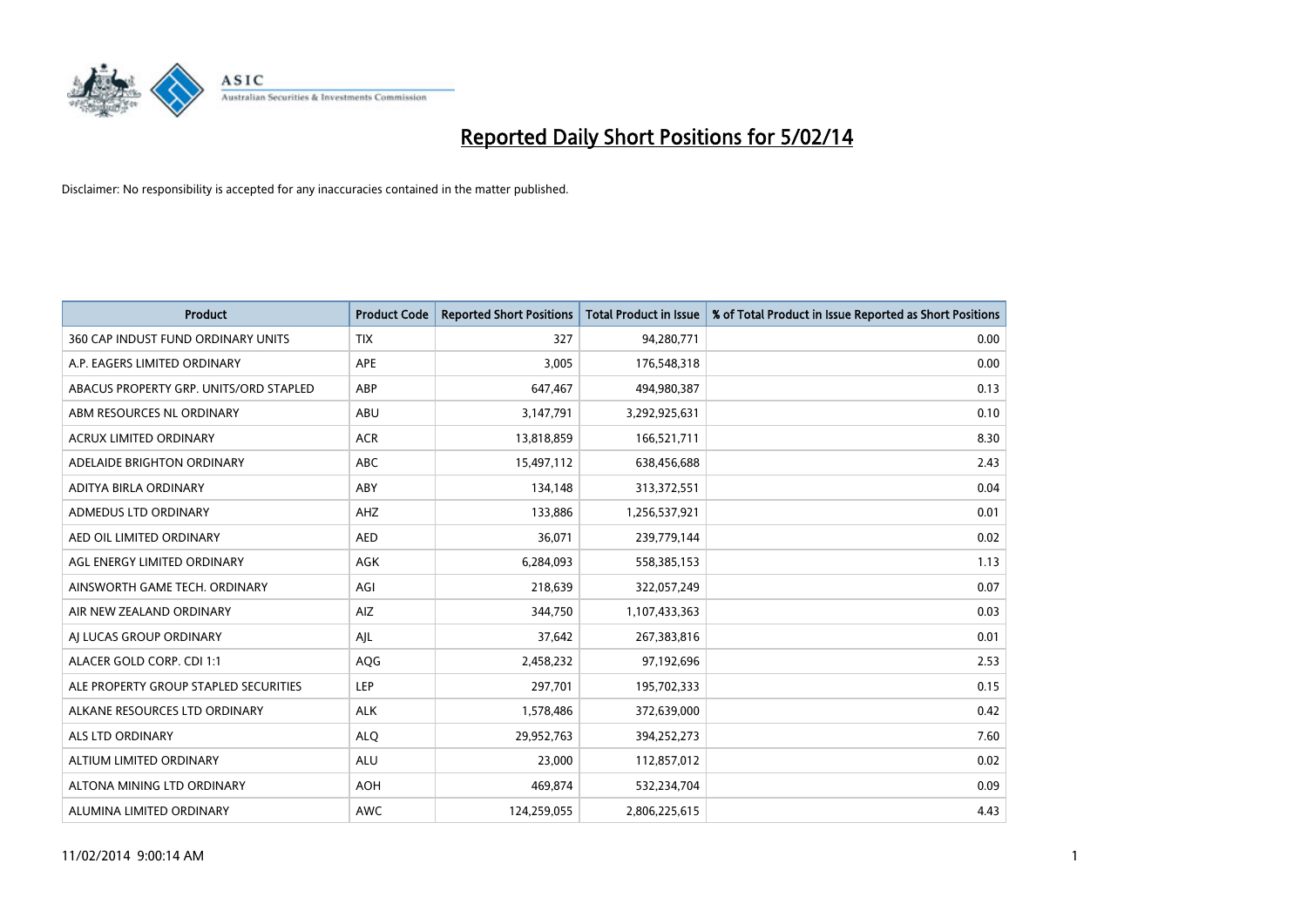# Reported Daily Short Positions for 5/02/14

Disclaimer: No responsibility is accepted for any inaccuracies contained in the matter published.

| Product | Product Code | Reported Short Positions | Total Product in Issue | % of Total Product in Issue Reported as Short Positions |
|---|---|---|---|---|
| 360 CAP INDUST FUND ORDINARY UNITS | TIX | 327 | 94,280,771 | 0.00 |
| A.P. EAGERS LIMITED ORDINARY | APE | 3,005 | 176,548,318 | 0.00 |
| ABACUS PROPERTY GRP. UNITS/ORD STAPLED | ABP | 647,467 | 494,980,387 | 0.13 |
| ABM RESOURCES NL ORDINARY | ABU | 3,147,791 | 3,292,925,631 | 0.10 |
| ACRUX LIMITED ORDINARY | ACR | 13,818,859 | 166,521,711 | 8.30 |
| ADELAIDE BRIGHTON ORDINARY | ABC | 15,497,112 | 638,456,688 | 2.43 |
| ADITYA BIRLA ORDINARY | ABY | 134,148 | 313,372,551 | 0.04 |
| ADMEDUS LTD ORDINARY | AHZ | 133,886 | 1,256,537,921 | 0.01 |
| AED OIL LIMITED ORDINARY | AED | 36,071 | 239,779,144 | 0.02 |
| AGL ENERGY LIMITED ORDINARY | AGK | 6,284,093 | 558,385,153 | 1.13 |
| AINSWORTH GAME TECH. ORDINARY | AGI | 218,639 | 322,057,249 | 0.07 |
| AIR NEW ZEALAND ORDINARY | AIZ | 344,750 | 1,107,433,363 | 0.03 |
| AJ LUCAS GROUP ORDINARY | AJL | 37,642 | 267,383,816 | 0.01 |
| ALACER GOLD CORP. CDI 1:1 | AQG | 2,458,232 | 97,192,696 | 2.53 |
| ALE PROPERTY GROUP STAPLED SECURITIES | LEP | 297,701 | 195,702,333 | 0.15 |
| ALKANE RESOURCES LTD ORDINARY | ALK | 1,578,486 | 372,639,000 | 0.42 |
| ALS LTD ORDINARY | ALQ | 29,952,763 | 394,252,273 | 7.60 |
| ALTIUM LIMITED ORDINARY | ALU | 23,000 | 112,857,012 | 0.02 |
| ALTONA MINING LTD ORDINARY | AOH | 469,874 | 532,234,704 | 0.09 |
| ALUMINA LIMITED ORDINARY | AWC | 124,259,055 | 2,806,225,615 | 4.43 |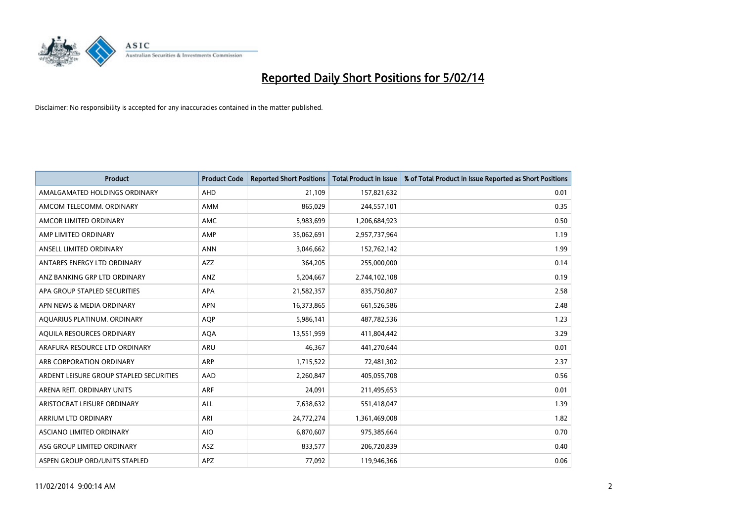# Reported Daily Short Positions for 5/02/14

Disclaimer: No responsibility is accepted for any inaccuracies contained in the matter published.

| Product | Product Code | Reported Short Positions | Total Product in Issue | % of Total Product in Issue Reported as Short Positions |
|---|---|---|---|---|
| AMALGAMATED HOLDINGS ORDINARY | AHD | 21,109 | 157,821,632 | 0.01 |
| AMCOM TELECOMM. ORDINARY | AMM | 865,029 | 244,557,101 | 0.35 |
| AMCOR LIMITED ORDINARY | AMC | 5,983,699 | 1,206,684,923 | 0.50 |
| AMP LIMITED ORDINARY | AMP | 35,062,691 | 2,957,737,964 | 1.19 |
| ANSELL LIMITED ORDINARY | ANN | 3,046,662 | 152,762,142 | 1.99 |
| ANTARES ENERGY LTD ORDINARY | AZZ | 364,205 | 255,000,000 | 0.14 |
| ANZ BANKING GRP LTD ORDINARY | ANZ | 5,204,667 | 2,744,102,108 | 0.19 |
| APA GROUP STAPLED SECURITIES | APA | 21,582,357 | 835,750,807 | 2.58 |
| APN NEWS & MEDIA ORDINARY | APN | 16,373,865 | 661,526,586 | 2.48 |
| AQUARIUS PLATINUM. ORDINARY | AQP | 5,986,141 | 487,782,536 | 1.23 |
| AQUILA RESOURCES ORDINARY | AQA | 13,551,959 | 411,804,442 | 3.29 |
| ARAFURA RESOURCE LTD ORDINARY | ARU | 46,367 | 441,270,644 | 0.01 |
| ARB CORPORATION ORDINARY | ARP | 1,715,522 | 72,481,302 | 2.37 |
| ARDENT LEISURE GROUP STAPLED SECURITIES | AAD | 2,260,847 | 405,055,708 | 0.56 |
| ARENA REIT. ORDINARY UNITS | ARF | 24,091 | 211,495,653 | 0.01 |
| ARISTOCRAT LEISURE ORDINARY | ALL | 7,638,632 | 551,418,047 | 1.39 |
| ARRIUM LTD ORDINARY | ARI | 24,772,274 | 1,361,469,008 | 1.82 |
| ASCIANO LIMITED ORDINARY | AIO | 6,870,607 | 975,385,664 | 0.70 |
| ASG GROUP LIMITED ORDINARY | ASZ | 833,577 | 206,720,839 | 0.40 |
| ASPEN GROUP ORD/UNITS STAPLED | APZ | 77,092 | 119,946,366 | 0.06 |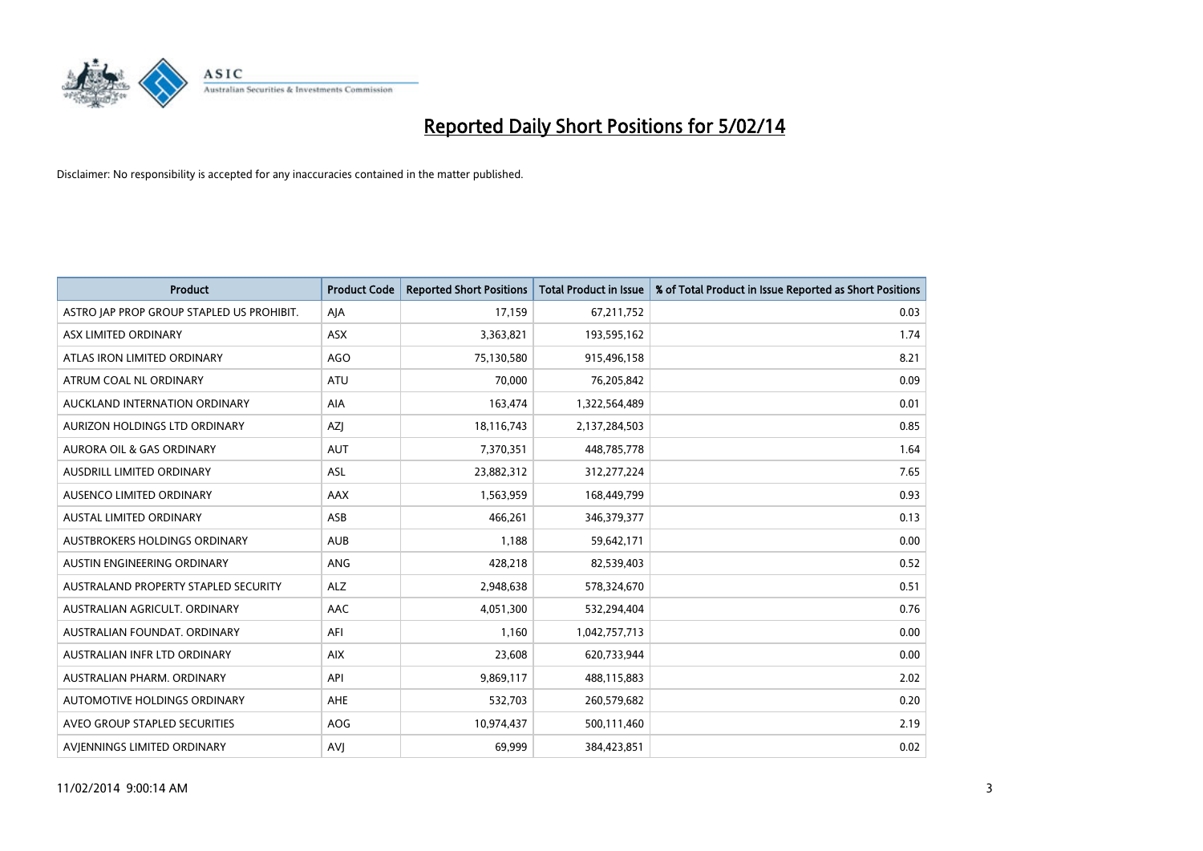# Reported Daily Short Positions for 5/02/14

Disclaimer: No responsibility is accepted for any inaccuracies contained in the matter published.

| Product | Product Code | Reported Short Positions | Total Product in Issue | % of Total Product in Issue Reported as Short Positions |
|---|---|---|---|---|
| ASTRO JAP PROP GROUP STAPLED US PROHIBIT. | AJA | 17,159 | 67,211,752 | 0.03 |
| ASX LIMITED ORDINARY | ASX | 3,363,821 | 193,595,162 | 1.74 |
| ATLAS IRON LIMITED ORDINARY | AGO | 75,130,580 | 915,496,158 | 8.21 |
| ATRUM COAL NL ORDINARY | ATU | 70,000 | 76,205,842 | 0.09 |
| AUCKLAND INTERNATION ORDINARY | AIA | 163,474 | 1,322,564,489 | 0.01 |
| AURIZON HOLDINGS LTD ORDINARY | AZJ | 18,116,743 | 2,137,284,503 | 0.85 |
| AURORA OIL & GAS ORDINARY | AUT | 7,370,351 | 448,785,778 | 1.64 |
| AUSDRILL LIMITED ORDINARY | ASL | 23,882,312 | 312,277,224 | 7.65 |
| AUSENCO LIMITED ORDINARY | AAX | 1,563,959 | 168,449,799 | 0.93 |
| AUSTAL LIMITED ORDINARY | ASB | 466,261 | 346,379,377 | 0.13 |
| AUSTBROKERS HOLDINGS ORDINARY | AUB | 1,188 | 59,642,171 | 0.00 |
| AUSTIN ENGINEERING ORDINARY | ANG | 428,218 | 82,539,403 | 0.52 |
| AUSTRALAND PROPERTY STAPLED SECURITY | ALZ | 2,948,638 | 578,324,670 | 0.51 |
| AUSTRALIAN AGRICULT. ORDINARY | AAC | 4,051,300 | 532,294,404 | 0.76 |
| AUSTRALIAN FOUNDAT. ORDINARY | AFI | 1,160 | 1,042,757,713 | 0.00 |
| AUSTRALIAN INFR LTD ORDINARY | AIX | 23,608 | 620,733,944 | 0.00 |
| AUSTRALIAN PHARM. ORDINARY | API | 9,869,117 | 488,115,883 | 2.02 |
| AUTOMOTIVE HOLDINGS ORDINARY | AHE | 532,703 | 260,579,682 | 0.20 |
| AVEO GROUP STAPLED SECURITIES | AOG | 10,974,437 | 500,111,460 | 2.19 |
| AVJENNINGS LIMITED ORDINARY | AVJ | 69,999 | 384,423,851 | 0.02 |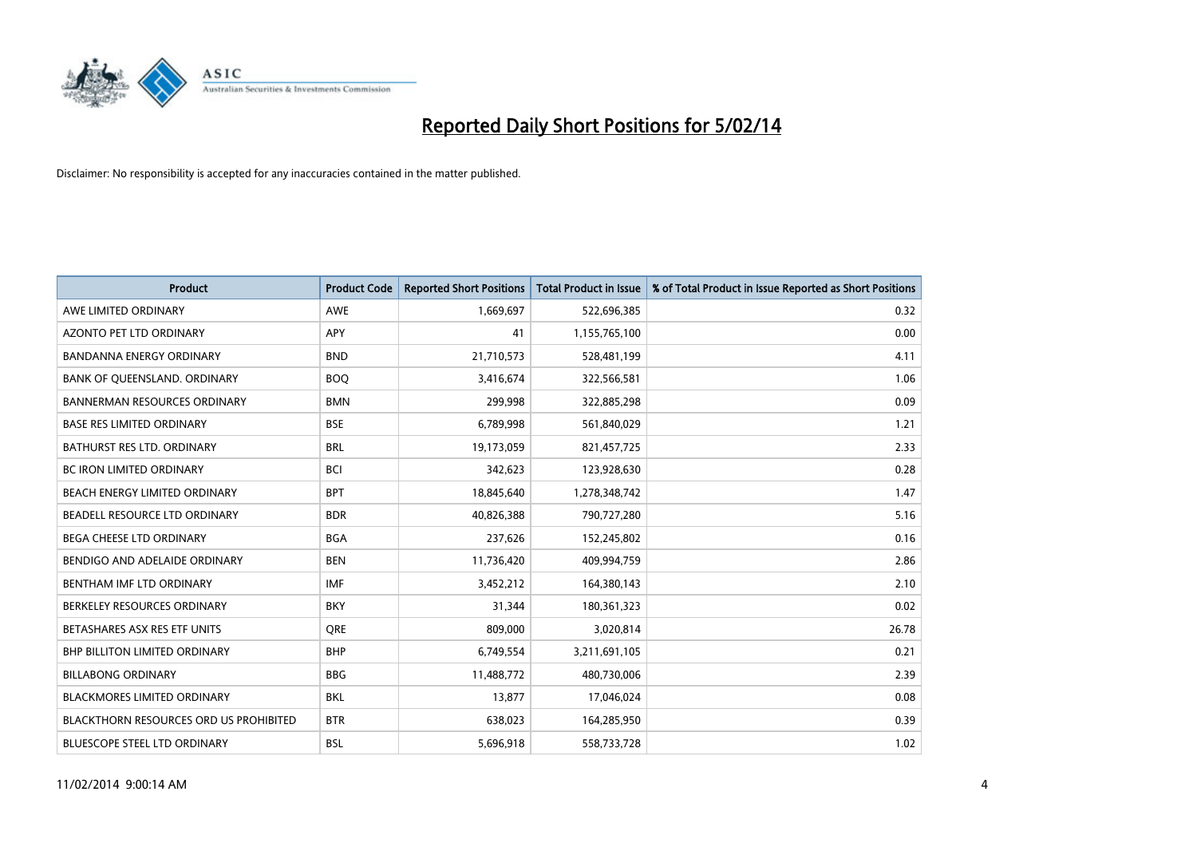# Reported Daily Short Positions for 5/02/14

Disclaimer: No responsibility is accepted for any inaccuracies contained in the matter published.

| Product | Product Code | Reported Short Positions | Total Product in Issue | % of Total Product in Issue Reported as Short Positions |
|---|---|---|---|---|
| AWE LIMITED ORDINARY | AWE | 1,669,697 | 522,696,385 | 0.32 |
| AZONTO PET LTD ORDINARY | APY | 41 | 1,155,765,100 | 0.00 |
| BANDANNA ENERGY ORDINARY | BND | 21,710,573 | 528,481,199 | 4.11 |
| BANK OF QUEENSLAND. ORDINARY | BOQ | 3,416,674 | 322,566,581 | 1.06 |
| BANNERMAN RESOURCES ORDINARY | BMN | 299,998 | 322,885,298 | 0.09 |
| BASE RES LIMITED ORDINARY | BSE | 6,789,998 | 561,840,029 | 1.21 |
| BATHURST RES LTD. ORDINARY | BRL | 19,173,059 | 821,457,725 | 2.33 |
| BC IRON LIMITED ORDINARY | BCI | 342,623 | 123,928,630 | 0.28 |
| BEACH ENERGY LIMITED ORDINARY | BPT | 18,845,640 | 1,278,348,742 | 1.47 |
| BEADELL RESOURCE LTD ORDINARY | BDR | 40,826,388 | 790,727,280 | 5.16 |
| BEGA CHEESE LTD ORDINARY | BGA | 237,626 | 152,245,802 | 0.16 |
| BENDIGO AND ADELAIDE ORDINARY | BEN | 11,736,420 | 409,994,759 | 2.86 |
| BENTHAM IMF LTD ORDINARY | IMF | 3,452,212 | 164,380,143 | 2.10 |
| BERKELEY RESOURCES ORDINARY | BKY | 31,344 | 180,361,323 | 0.02 |
| BETASHARES ASX RES ETF UNITS | QRE | 809,000 | 3,020,814 | 26.78 |
| BHP BILLITON LIMITED ORDINARY | BHP | 6,749,554 | 3,211,691,105 | 0.21 |
| BILLABONG ORDINARY | BBG | 11,488,772 | 480,730,006 | 2.39 |
| BLACKMORES LIMITED ORDINARY | BKL | 13,877 | 17,046,024 | 0.08 |
| BLACKTHORN RESOURCES ORD US PROHIBITED | BTR | 638,023 | 164,285,950 | 0.39 |
| BLUESCOPE STEEL LTD ORDINARY | BSL | 5,696,918 | 558,733,728 | 1.02 |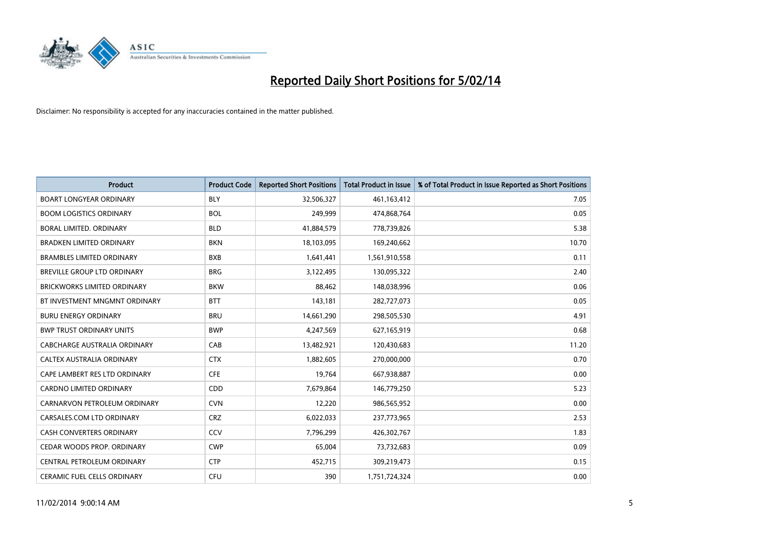# Reported Daily Short Positions for 5/02/14

Disclaimer: No responsibility is accepted for any inaccuracies contained in the matter published.

| Product | Product Code | Reported Short Positions | Total Product in Issue | % of Total Product in Issue Reported as Short Positions |
|---|---|---|---|---|
| BOART LONGYEAR ORDINARY | BLY | 32,506,327 | 461,163,412 | 7.05 |
| BOOM LOGISTICS ORDINARY | BOL | 249,999 | 474,868,764 | 0.05 |
| BORAL LIMITED. ORDINARY | BLD | 41,884,579 | 778,739,826 | 5.38 |
| BRADKEN LIMITED ORDINARY | BKN | 18,103,095 | 169,240,662 | 10.70 |
| BRAMBLES LIMITED ORDINARY | BXB | 1,641,441 | 1,561,910,558 | 0.11 |
| BREVILLE GROUP LTD ORDINARY | BRG | 3,122,495 | 130,095,322 | 2.40 |
| BRICKWORKS LIMITED ORDINARY | BKW | 88,462 | 148,038,996 | 0.06 |
| BT INVESTMENT MNGMNT ORDINARY | BTT | 143,181 | 282,727,073 | 0.05 |
| BURU ENERGY ORDINARY | BRU | 14,661,290 | 298,505,530 | 4.91 |
| BWP TRUST ORDINARY UNITS | BWP | 4,247,569 | 627,165,919 | 0.68 |
| CABCHARGE AUSTRALIA ORDINARY | CAB | 13,482,921 | 120,430,683 | 11.20 |
| CALTEX AUSTRALIA ORDINARY | CTX | 1,882,605 | 270,000,000 | 0.70 |
| CAPE LAMBERT RES LTD ORDINARY | CFE | 19,764 | 667,938,887 | 0.00 |
| CARDNO LIMITED ORDINARY | CDD | 7,679,864 | 146,779,250 | 5.23 |
| CARNARVON PETROLEUM ORDINARY | CVN | 12,220 | 986,565,952 | 0.00 |
| CARSALES.COM LTD ORDINARY | CRZ | 6,022,033 | 237,773,965 | 2.53 |
| CASH CONVERTERS ORDINARY | CCV | 7,796,299 | 426,302,767 | 1.83 |
| CEDAR WOODS PROP. ORDINARY | CWP | 65,004 | 73,732,683 | 0.09 |
| CENTRAL PETROLEUM ORDINARY | CTP | 452,715 | 309,219,473 | 0.15 |
| CERAMIC FUEL CELLS ORDINARY | CFU | 390 | 1,751,724,324 | 0.00 |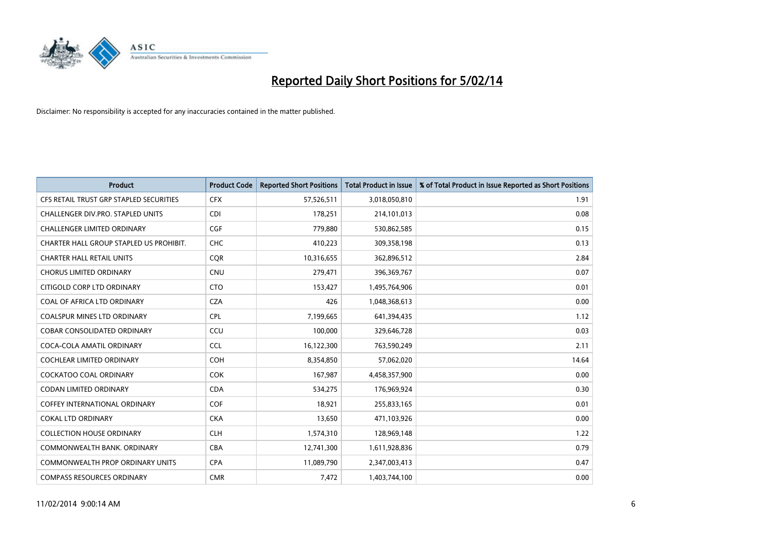# Reported Daily Short Positions for 5/02/14

Disclaimer: No responsibility is accepted for any inaccuracies contained in the matter published.

| Product | Product Code | Reported Short Positions | Total Product in Issue | % of Total Product in Issue Reported as Short Positions |
|---|---|---|---|---|
| CFS RETAIL TRUST GRP STAPLED SECURITIES | CFX | 57,526,511 | 3,018,050,810 | 1.91 |
| CHALLENGER DIV.PRO. STAPLED UNITS | CDI | 178,251 | 214,101,013 | 0.08 |
| CHALLENGER LIMITED ORDINARY | CGF | 779,880 | 530,862,585 | 0.15 |
| CHARTER HALL GROUP STAPLED US PROHIBIT. | CHC | 410,223 | 309,358,198 | 0.13 |
| CHARTER HALL RETAIL UNITS | CQR | 10,316,655 | 362,896,512 | 2.84 |
| CHORUS LIMITED ORDINARY | CNU | 279,471 | 396,369,767 | 0.07 |
| CITIGOLD CORP LTD ORDINARY | CTO | 153,427 | 1,495,764,906 | 0.01 |
| COAL OF AFRICA LTD ORDINARY | CZA | 426 | 1,048,368,613 | 0.00 |
| COALSPUR MINES LTD ORDINARY | CPL | 7,199,665 | 641,394,435 | 1.12 |
| COBAR CONSOLIDATED ORDINARY | CCU | 100,000 | 329,646,728 | 0.03 |
| COCA-COLA AMATIL ORDINARY | CCL | 16,122,300 | 763,590,249 | 2.11 |
| COCHLEAR LIMITED ORDINARY | COH | 8,354,850 | 57,062,020 | 14.64 |
| COCKATOO COAL ORDINARY | COK | 167,987 | 4,458,357,900 | 0.00 |
| CODAN LIMITED ORDINARY | CDA | 534,275 | 176,969,924 | 0.30 |
| COFFEY INTERNATIONAL ORDINARY | COF | 18,921 | 255,833,165 | 0.01 |
| COKAL LTD ORDINARY | CKA | 13,650 | 471,103,926 | 0.00 |
| COLLECTION HOUSE ORDINARY | CLH | 1,574,310 | 128,969,148 | 1.22 |
| COMMONWEALTH BANK. ORDINARY | CBA | 12,741,300 | 1,611,928,836 | 0.79 |
| COMMONWEALTH PROP ORDINARY UNITS | CPA | 11,089,790 | 2,347,003,413 | 0.47 |
| COMPASS RESOURCES ORDINARY | CMR | 7,472 | 1,403,744,100 | 0.00 |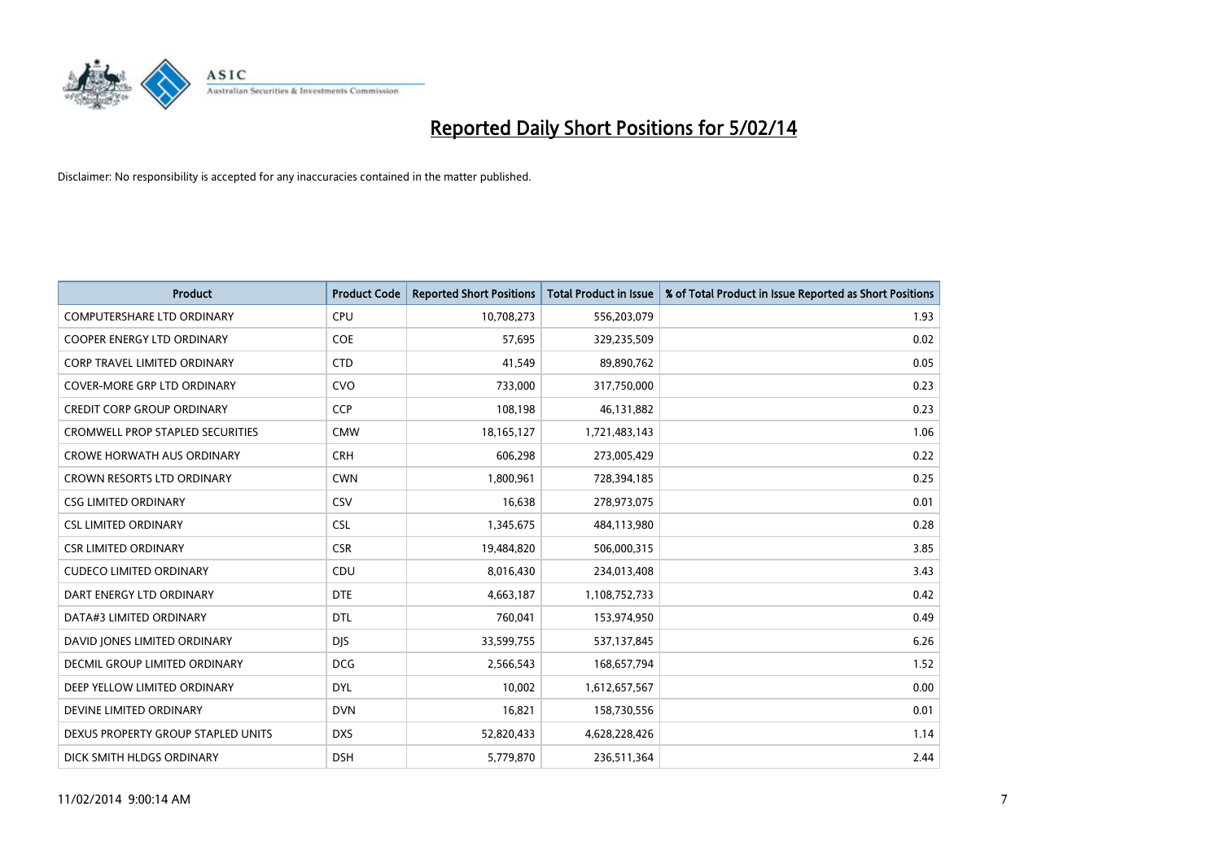# Reported Daily Short Positions for 5/02/14

Disclaimer: No responsibility is accepted for any inaccuracies contained in the matter published.

| Product | Product Code | Reported Short Positions | Total Product in Issue | % of Total Product in Issue Reported as Short Positions |
|---|---|---|---|---|
| COMPUTERSHARE LTD ORDINARY | CPU | 10,708,273 | 556,203,079 | 1.93 |
| COOPER ENERGY LTD ORDINARY | COE | 57,695 | 329,235,509 | 0.02 |
| CORP TRAVEL LIMITED ORDINARY | CTD | 41,549 | 89,890,762 | 0.05 |
| COVER-MORE GRP LTD ORDINARY | CVO | 733,000 | 317,750,000 | 0.23 |
| CREDIT CORP GROUP ORDINARY | CCP | 108,198 | 46,131,882 | 0.23 |
| CROMWELL PROP STAPLED SECURITIES | CMW | 18,165,127 | 1,721,483,143 | 1.06 |
| CROWE HORWATH AUS ORDINARY | CRH | 606,298 | 273,005,429 | 0.22 |
| CROWN RESORTS LTD ORDINARY | CWN | 1,800,961 | 728,394,185 | 0.25 |
| CSG LIMITED ORDINARY | CSV | 16,638 | 278,973,075 | 0.01 |
| CSL LIMITED ORDINARY | CSL | 1,345,675 | 484,113,980 | 0.28 |
| CSR LIMITED ORDINARY | CSR | 19,484,820 | 506,000,315 | 3.85 |
| CUDECO LIMITED ORDINARY | CDU | 8,016,430 | 234,013,408 | 3.43 |
| DART ENERGY LTD ORDINARY | DTE | 4,663,187 | 1,108,752,733 | 0.42 |
| DATA#3 LIMITED ORDINARY | DTL | 760,041 | 153,974,950 | 0.49 |
| DAVID JONES LIMITED ORDINARY | DJS | 33,599,755 | 537,137,845 | 6.26 |
| DECMIL GROUP LIMITED ORDINARY | DCG | 2,566,543 | 168,657,794 | 1.52 |
| DEEP YELLOW LIMITED ORDINARY | DYL | 10,002 | 1,612,657,567 | 0.00 |
| DEVINE LIMITED ORDINARY | DVN | 16,821 | 158,730,556 | 0.01 |
| DEXUS PROPERTY GROUP STAPLED UNITS | DXS | 52,820,433 | 4,628,228,426 | 1.14 |
| DICK SMITH HLDGS ORDINARY | DSH | 5,779,870 | 236,511,364 | 2.44 |

11/02/2014 9:00:14 AM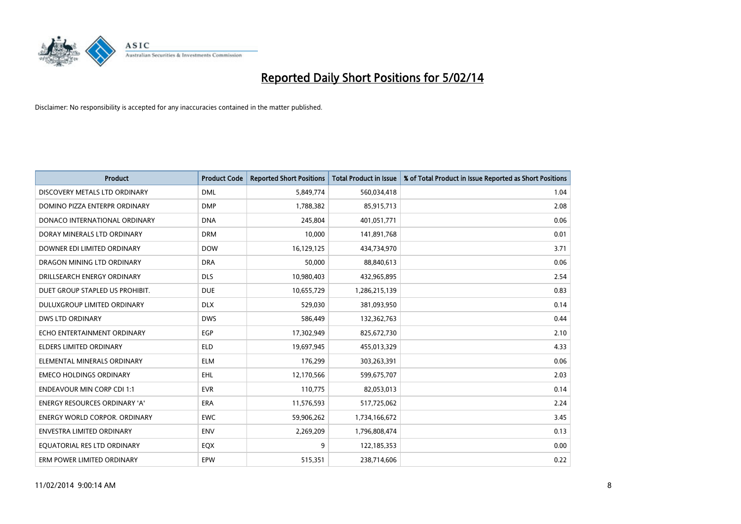# Reported Daily Short Positions for 5/02/14

Disclaimer: No responsibility is accepted for any inaccuracies contained in the matter published.

| Product | Product Code | Reported Short Positions | Total Product in Issue | % of Total Product in Issue Reported as Short Positions |
|---|---|---|---|---|
| DISCOVERY METALS LTD ORDINARY | DML | 5,849,774 | 560,034,418 | 1.04 |
| DOMINO PIZZA ENTERPR ORDINARY | DMP | 1,788,382 | 85,915,713 | 2.08 |
| DONACO INTERNATIONAL ORDINARY | DNA | 245,804 | 401,051,771 | 0.06 |
| DORAY MINERALS LTD ORDINARY | DRM | 10,000 | 141,891,768 | 0.01 |
| DOWNER EDI LIMITED ORDINARY | DOW | 16,129,125 | 434,734,970 | 3.71 |
| DRAGON MINING LTD ORDINARY | DRA | 50,000 | 88,840,613 | 0.06 |
| DRILLSEARCH ENERGY ORDINARY | DLS | 10,980,403 | 432,965,895 | 2.54 |
| DUET GROUP STAPLED US PROHIBIT. | DUE | 10,655,729 | 1,286,215,139 | 0.83 |
| DULUXGROUP LIMITED ORDINARY | DLX | 529,030 | 381,093,950 | 0.14 |
| DWS LTD ORDINARY | DWS | 586,449 | 132,362,763 | 0.44 |
| ECHO ENTERTAINMENT ORDINARY | EGP | 17,302,949 | 825,672,730 | 2.10 |
| ELDERS LIMITED ORDINARY | ELD | 19,697,945 | 455,013,329 | 4.33 |
| ELEMENTAL MINERALS ORDINARY | ELM | 176,299 | 303,263,391 | 0.06 |
| EMECO HOLDINGS ORDINARY | EHL | 12,170,566 | 599,675,707 | 2.03 |
| ENDEAVOUR MIN CORP CDI 1:1 | EVR | 110,775 | 82,053,013 | 0.14 |
| ENERGY RESOURCES ORDINARY 'A' | ERA | 11,576,593 | 517,725,062 | 2.24 |
| ENERGY WORLD CORPOR. ORDINARY | EWC | 59,906,262 | 1,734,166,672 | 3.45 |
| ENVESTRA LIMITED ORDINARY | ENV | 2,269,209 | 1,796,808,474 | 0.13 |
| EQUATORIAL RES LTD ORDINARY | EQX | 9 | 122,185,353 | 0.00 |
| ERM POWER LIMITED ORDINARY | EPW | 515,351 | 238,714,606 | 0.22 |

11/02/2014 9:00:14 AM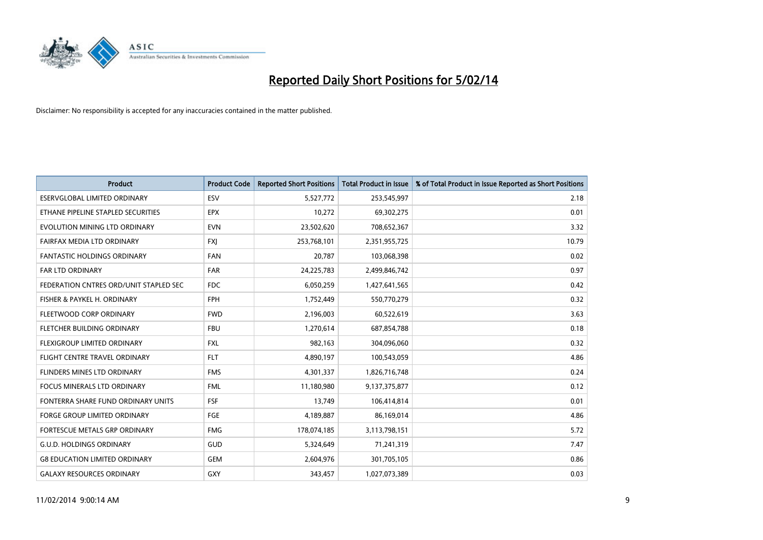# Reported Daily Short Positions for 5/02/14

Disclaimer: No responsibility is accepted for any inaccuracies contained in the matter published.

| Product | Product Code | Reported Short Positions | Total Product in Issue | % of Total Product in Issue Reported as Short Positions |
|---|---|---|---|---|
| ESERVGLOBAL LIMITED ORDINARY | ESV | 5,527,772 | 253,545,997 | 2.18 |
| ETHANE PIPELINE STAPLED SECURITIES | EPX | 10,272 | 69,302,275 | 0.01 |
| EVOLUTION MINING LTD ORDINARY | EVN | 23,502,620 | 708,652,367 | 3.32 |
| FAIRFAX MEDIA LTD ORDINARY | FXJ | 253,768,101 | 2,351,955,725 | 10.79 |
| FANTASTIC HOLDINGS ORDINARY | FAN | 20,787 | 103,068,398 | 0.02 |
| FAR LTD ORDINARY | FAR | 24,225,783 | 2,499,846,742 | 0.97 |
| FEDERATION CNTRES ORD/UNIT STAPLED SEC | FDC | 6,050,259 | 1,427,641,565 | 0.42 |
| FISHER & PAYKEL H. ORDINARY | FPH | 1,752,449 | 550,770,279 | 0.32 |
| FLEETWOOD CORP ORDINARY | FWD | 2,196,003 | 60,522,619 | 3.63 |
| FLETCHER BUILDING ORDINARY | FBU | 1,270,614 | 687,854,788 | 0.18 |
| FLEXIGROUP LIMITED ORDINARY | FXL | 982,163 | 304,096,060 | 0.32 |
| FLIGHT CENTRE TRAVEL ORDINARY | FLT | 4,890,197 | 100,543,059 | 4.86 |
| FLINDERS MINES LTD ORDINARY | FMS | 4,301,337 | 1,826,716,748 | 0.24 |
| FOCUS MINERALS LTD ORDINARY | FML | 11,180,980 | 9,137,375,877 | 0.12 |
| FONTERRA SHARE FUND ORDINARY UNITS | FSF | 13,749 | 106,414,814 | 0.01 |
| FORGE GROUP LIMITED ORDINARY | FGE | 4,189,887 | 86,169,014 | 4.86 |
| FORTESCUE METALS GRP ORDINARY | FMG | 178,074,185 | 3,113,798,151 | 5.72 |
| G.U.D. HOLDINGS ORDINARY | GUD | 5,324,649 | 71,241,319 | 7.47 |
| G8 EDUCATION LIMITED ORDINARY | GEM | 2,604,976 | 301,705,105 | 0.86 |
| GALAXY RESOURCES ORDINARY | GXY | 343,457 | 1,027,073,389 | 0.03 |

11/02/2014 9:00:14 AM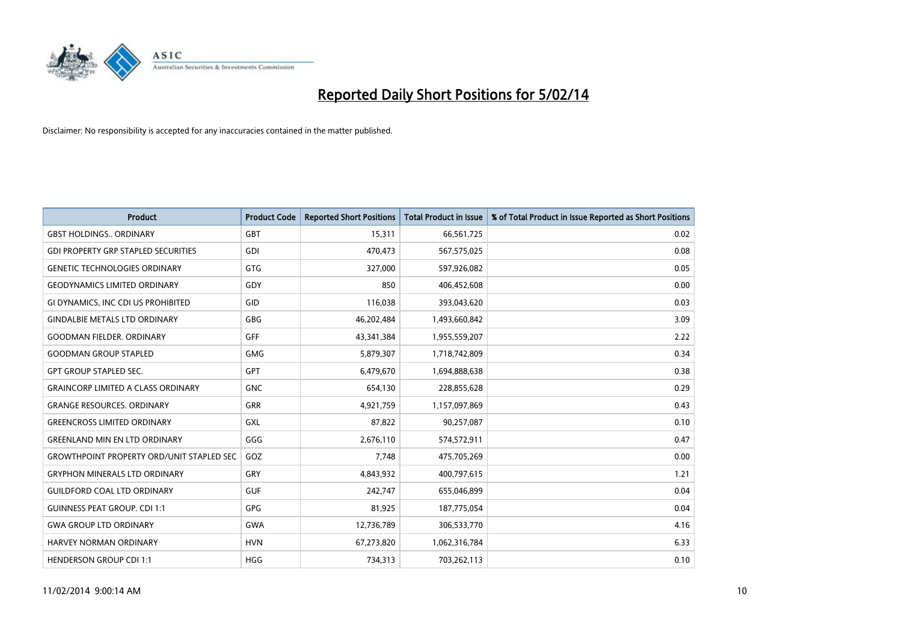# Reported Daily Short Positions for 5/02/14

Disclaimer: No responsibility is accepted for any inaccuracies contained in the matter published.

| Product | Product Code | Reported Short Positions | Total Product in Issue | % of Total Product in Issue Reported as Short Positions |
|---|---|---|---|---|
| GBST HOLDINGS.. ORDINARY | GBT | 15,311 | 66,561,725 | 0.02 |
| GDI PROPERTY GRP STAPLED SECURITIES | GDI | 470,473 | 567,575,025 | 0.08 |
| GENETIC TECHNOLOGIES ORDINARY | GTG | 327,000 | 597,926,082 | 0.05 |
| GEODYNAMICS LIMITED ORDINARY | GDY | 850 | 406,452,608 | 0.00 |
| GI DYNAMICS, INC CDI US PROHIBITED | GID | 116,038 | 393,043,620 | 0.03 |
| GINDALBIE METALS LTD ORDINARY | GBG | 46,202,484 | 1,493,660,842 | 3.09 |
| GOODMAN FIELDER. ORDINARY | GFF | 43,341,384 | 1,955,559,207 | 2.22 |
| GOODMAN GROUP STAPLED | GMG | 5,879,307 | 1,718,742,809 | 0.34 |
| GPT GROUP STAPLED SEC. | GPT | 6,479,670 | 1,694,888,638 | 0.38 |
| GRAINCORP LIMITED A CLASS ORDINARY | GNC | 654,130 | 228,855,628 | 0.29 |
| GRANGE RESOURCES. ORDINARY | GRR | 4,921,759 | 1,157,097,869 | 0.43 |
| GREENCROSS LIMITED ORDINARY | GXL | 87,822 | 90,257,087 | 0.10 |
| GREENLAND MIN EN LTD ORDINARY | GGG | 2,676,110 | 574,572,911 | 0.47 |
| GROWTHPOINT PROPERTY ORD/UNIT STAPLED SEC | GOZ | 7,748 | 475,705,269 | 0.00 |
| GRYPHON MINERALS LTD ORDINARY | GRY | 4,843,932 | 400,797,615 | 1.21 |
| GUILDFORD COAL LTD ORDINARY | GUF | 242,747 | 655,046,899 | 0.04 |
| GUINNESS PEAT GROUP. CDI 1:1 | GPG | 81,925 | 187,775,054 | 0.04 |
| GWA GROUP LTD ORDINARY | GWA | 12,736,789 | 306,533,770 | 4.16 |
| HARVEY NORMAN ORDINARY | HVN | 67,273,820 | 1,062,316,784 | 6.33 |
| HENDERSON GROUP CDI 1:1 | HGG | 734,313 | 703,262,113 | 0.10 |

11/02/2014 9:00:14 AM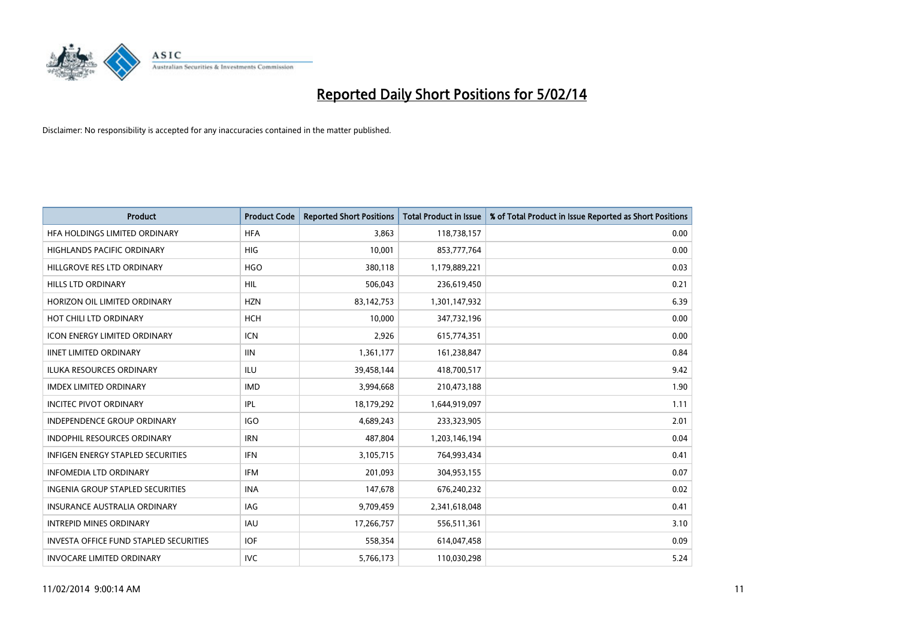# Reported Daily Short Positions for 5/02/14

Disclaimer: No responsibility is accepted for any inaccuracies contained in the matter published.

| Product | Product Code | Reported Short Positions | Total Product in Issue | % of Total Product in Issue Reported as Short Positions |
|---|---|---|---|---|
| HFA HOLDINGS LIMITED ORDINARY | HFA | 3,863 | 118,738,157 | 0.00 |
| HIGHLANDS PACIFIC ORDINARY | HIG | 10,001 | 853,777,764 | 0.00 |
| HILLGROVE RES LTD ORDINARY | HGO | 380,118 | 1,179,889,221 | 0.03 |
| HILLS LTD ORDINARY | HIL | 506,043 | 236,619,450 | 0.21 |
| HORIZON OIL LIMITED ORDINARY | HZN | 83,142,753 | 1,301,147,932 | 6.39 |
| HOT CHILI LTD ORDINARY | HCH | 10,000 | 347,732,196 | 0.00 |
| ICON ENERGY LIMITED ORDINARY | ICN | 2,926 | 615,774,351 | 0.00 |
| IINET LIMITED ORDINARY | IIN | 1,361,177 | 161,238,847 | 0.84 |
| ILUKA RESOURCES ORDINARY | ILU | 39,458,144 | 418,700,517 | 9.42 |
| IMDEX LIMITED ORDINARY | IMD | 3,994,668 | 210,473,188 | 1.90 |
| INCITEC PIVOT ORDINARY | IPL | 18,179,292 | 1,644,919,097 | 1.11 |
| INDEPENDENCE GROUP ORDINARY | IGO | 4,689,243 | 233,323,905 | 2.01 |
| INDOPHIL RESOURCES ORDINARY | IRN | 487,804 | 1,203,146,194 | 0.04 |
| INFIGEN ENERGY STAPLED SECURITIES | IFN | 3,105,715 | 764,993,434 | 0.41 |
| INFOMEDIA LTD ORDINARY | IFM | 201,093 | 304,953,155 | 0.07 |
| INGENIA GROUP STAPLED SECURITIES | INA | 147,678 | 676,240,232 | 0.02 |
| INSURANCE AUSTRALIA ORDINARY | IAG | 9,709,459 | 2,341,618,048 | 0.41 |
| INTREPID MINES ORDINARY | IAU | 17,266,757 | 556,511,361 | 3.10 |
| INVESTA OFFICE FUND STAPLED SECURITIES | IOF | 558,354 | 614,047,458 | 0.09 |
| INVOCARE LIMITED ORDINARY | IVC | 5,766,173 | 110,030,298 | 5.24 |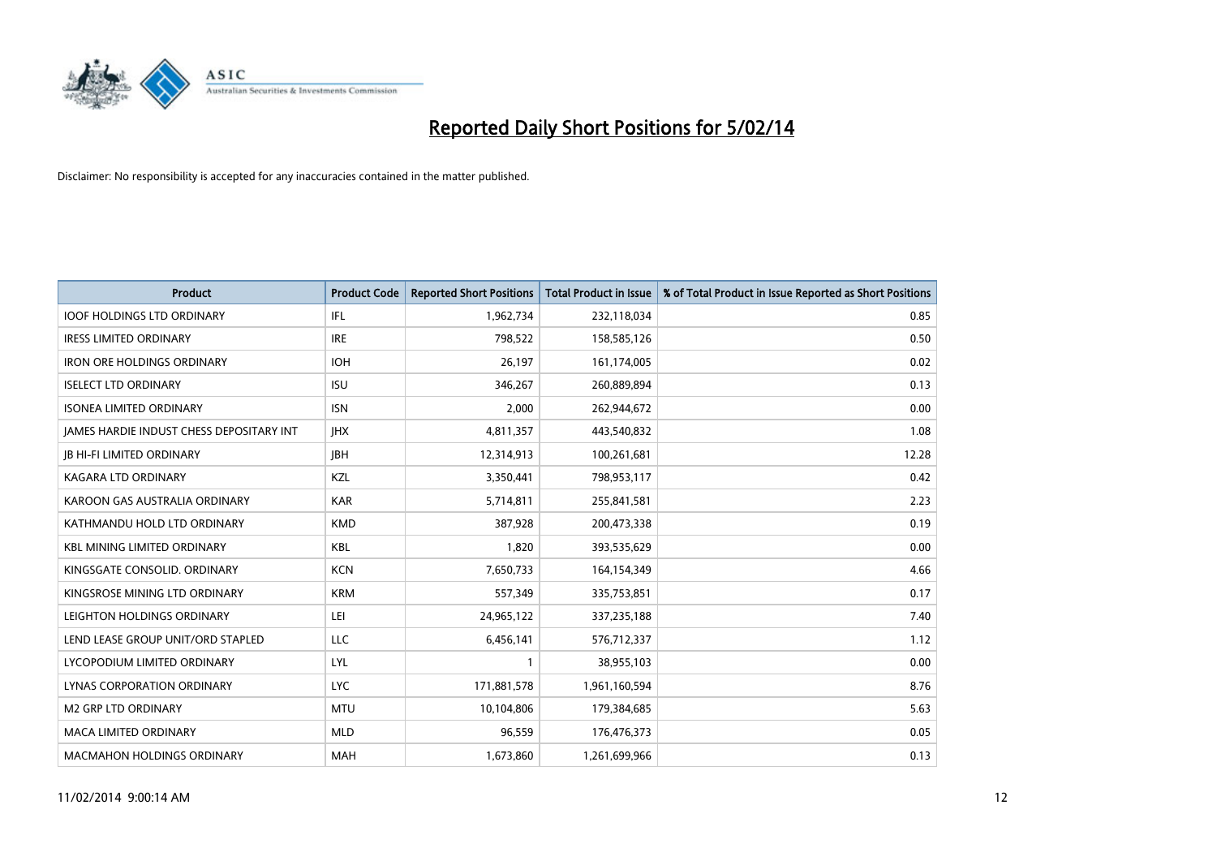# Reported Daily Short Positions for 5/02/14

Disclaimer: No responsibility is accepted for any inaccuracies contained in the matter published.

| Product | Product Code | Reported Short Positions | Total Product in Issue | % of Total Product in Issue Reported as Short Positions |
|---|---|---|---|---|
| IOOF HOLDINGS LTD ORDINARY | IFL | 1,962,734 | 232,118,034 | 0.85 |
| IRESS LIMITED ORDINARY | IRE | 798,522 | 158,585,126 | 0.50 |
| IRON ORE HOLDINGS ORDINARY | IOH | 26,197 | 161,174,005 | 0.02 |
| ISELECT LTD ORDINARY | ISU | 346,267 | 260,889,894 | 0.13 |
| ISONEA LIMITED ORDINARY | ISN | 2,000 | 262,944,672 | 0.00 |
| JAMES HARDIE INDUST CHESS DEPOSITARY INT | JHX | 4,811,357 | 443,540,832 | 1.08 |
| JB HI-FI LIMITED ORDINARY | JBH | 12,314,913 | 100,261,681 | 12.28 |
| KAGARA LTD ORDINARY | KZL | 3,350,441 | 798,953,117 | 0.42 |
| KAROON GAS AUSTRALIA ORDINARY | KAR | 5,714,811 | 255,841,581 | 2.23 |
| KATHMANDU HOLD LTD ORDINARY | KMD | 387,928 | 200,473,338 | 0.19 |
| KBL MINING LIMITED ORDINARY | KBL | 1,820 | 393,535,629 | 0.00 |
| KINGSGATE CONSOLID. ORDINARY | KCN | 7,650,733 | 164,154,349 | 4.66 |
| KINGSROSE MINING LTD ORDINARY | KRM | 557,349 | 335,753,851 | 0.17 |
| LEIGHTON HOLDINGS ORDINARY | LEI | 24,965,122 | 337,235,188 | 7.40 |
| LEND LEASE GROUP UNIT/ORD STAPLED | LLC | 6,456,141 | 576,712,337 | 1.12 |
| LYCOPODIUM LIMITED ORDINARY | LYL | 1 | 38,955,103 | 0.00 |
| LYNAS CORPORATION ORDINARY | LYC | 171,881,578 | 1,961,160,594 | 8.76 |
| M2 GRP LTD ORDINARY | MTU | 10,104,806 | 179,384,685 | 5.63 |
| MACA LIMITED ORDINARY | MLD | 96,559 | 176,476,373 | 0.05 |
| MACMAHON HOLDINGS ORDINARY | MAH | 1,673,860 | 1,261,699,966 | 0.13 |

11/02/2014 9:00:14 AM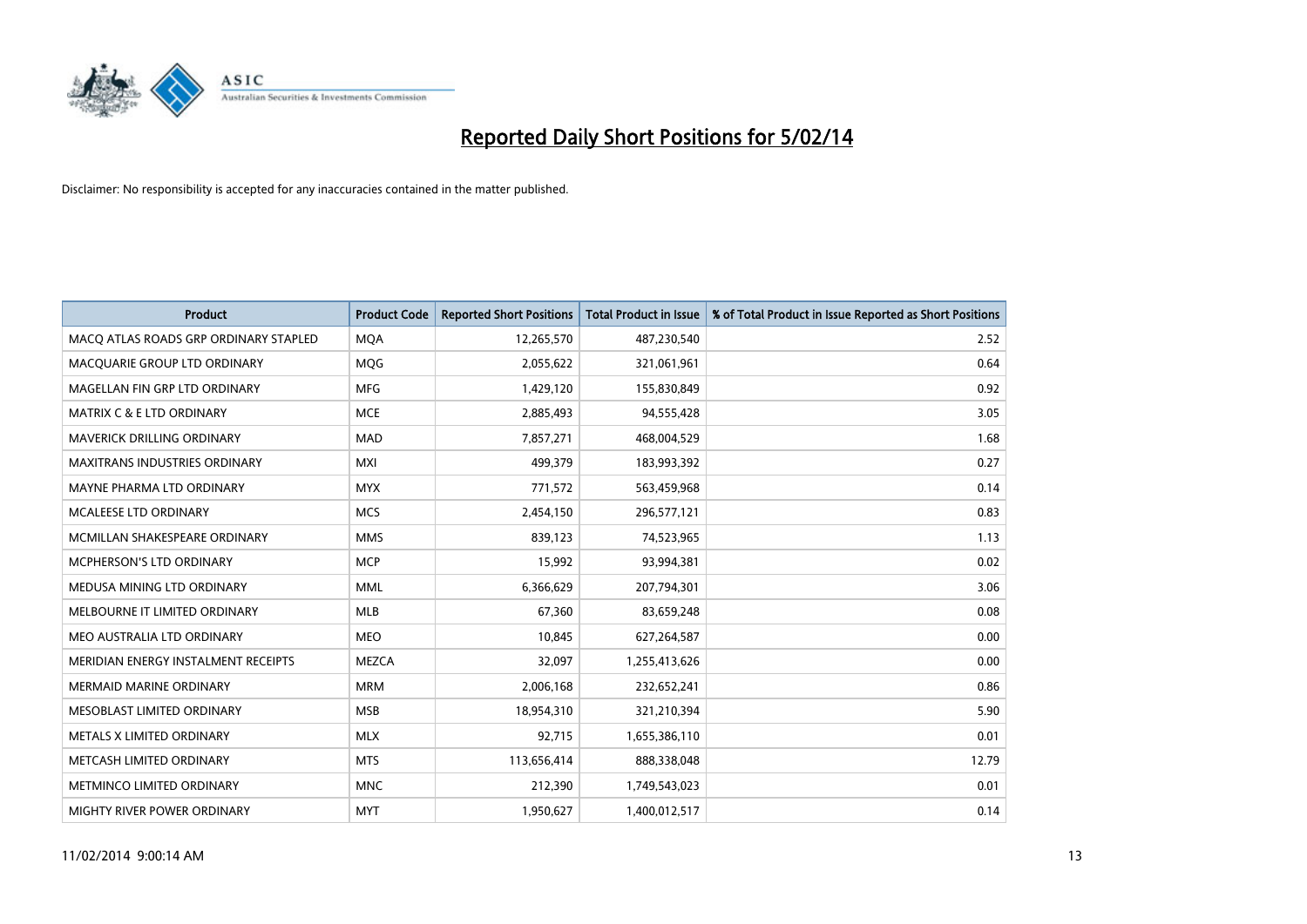# Reported Daily Short Positions for 5/02/14

Disclaimer: No responsibility is accepted for any inaccuracies contained in the matter published.

| Product | Product Code | Reported Short Positions | Total Product in Issue | % of Total Product in Issue Reported as Short Positions |
|---|---|---|---|---|
| MACQ ATLAS ROADS GRP ORDINARY STAPLED | MQA | 12,265,570 | 487,230,540 | 2.52 |
| MACQUARIE GROUP LTD ORDINARY | MQG | 2,055,622 | 321,061,961 | 0.64 |
| MAGELLAN FIN GRP LTD ORDINARY | MFG | 1,429,120 | 155,830,849 | 0.92 |
| MATRIX C & E LTD ORDINARY | MCE | 2,885,493 | 94,555,428 | 3.05 |
| MAVERICK DRILLING ORDINARY | MAD | 7,857,271 | 468,004,529 | 1.68 |
| MAXITRANS INDUSTRIES ORDINARY | MXI | 499,379 | 183,993,392 | 0.27 |
| MAYNE PHARMA LTD ORDINARY | MYX | 771,572 | 563,459,968 | 0.14 |
| MCALEESE LTD ORDINARY | MCS | 2,454,150 | 296,577,121 | 0.83 |
| MCMILLAN SHAKESPEARE ORDINARY | MMS | 839,123 | 74,523,965 | 1.13 |
| MCPHERSON'S LTD ORDINARY | MCP | 15,992 | 93,994,381 | 0.02 |
| MEDUSA MINING LTD ORDINARY | MML | 6,366,629 | 207,794,301 | 3.06 |
| MELBOURNE IT LIMITED ORDINARY | MLB | 67,360 | 83,659,248 | 0.08 |
| MEO AUSTRALIA LTD ORDINARY | MEO | 10,845 | 627,264,587 | 0.00 |
| MERIDIAN ENERGY INSTALMENT RECEIPTS | MEZCA | 32,097 | 1,255,413,626 | 0.00 |
| MERMAID MARINE ORDINARY | MRM | 2,006,168 | 232,652,241 | 0.86 |
| MESOBLAST LIMITED ORDINARY | MSB | 18,954,310 | 321,210,394 | 5.90 |
| METALS X LIMITED ORDINARY | MLX | 92,715 | 1,655,386,110 | 0.01 |
| METCASH LIMITED ORDINARY | MTS | 113,656,414 | 888,338,048 | 12.79 |
| METMINCO LIMITED ORDINARY | MNC | 212,390 | 1,749,543,023 | 0.01 |
| MIGHTY RIVER POWER ORDINARY | MYT | 1,950,627 | 1,400,012,517 | 0.14 |

11/02/2014 9:00:14 AM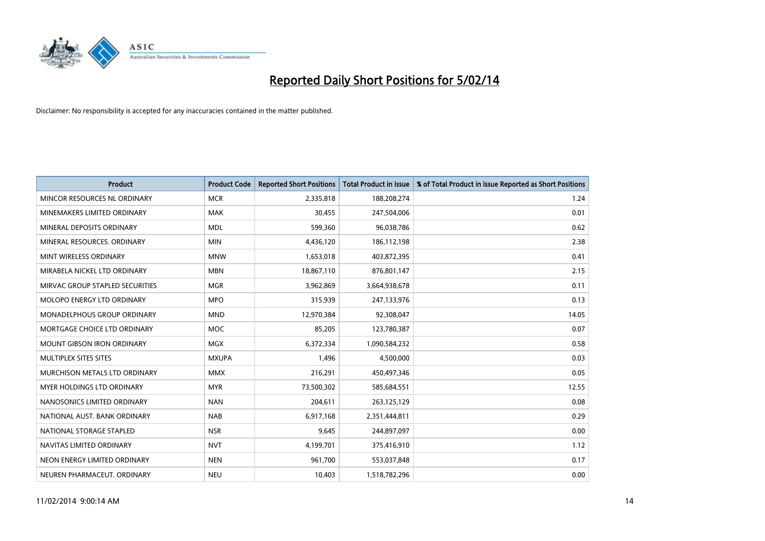# Reported Daily Short Positions for 5/02/14

Disclaimer: No responsibility is accepted for any inaccuracies contained in the matter published.

| Product | Product Code | Reported Short Positions | Total Product in Issue | % of Total Product in Issue Reported as Short Positions |
|---|---|---|---|---|
| MINCOR RESOURCES NL ORDINARY | MCR | 2,335,818 | 188,208,274 | 1.24 |
| MINEMAKERS LIMITED ORDINARY | MAK | 30,455 | 247,504,006 | 0.01 |
| MINERAL DEPOSITS ORDINARY | MDL | 599,360 | 96,038,786 | 0.62 |
| MINERAL RESOURCES. ORDINARY | MIN | 4,436,120 | 186,112,198 | 2.38 |
| MINT WIRELESS ORDINARY | MNW | 1,653,018 | 403,872,395 | 0.41 |
| MIRABELA NICKEL LTD ORDINARY | MBN | 18,867,110 | 876,801,147 | 2.15 |
| MIRVAC GROUP STAPLED SECURITIES | MGR | 3,962,869 | 3,664,938,678 | 0.11 |
| MOLOPO ENERGY LTD ORDINARY | MPO | 315,939 | 247,133,976 | 0.13 |
| MONADELPHOUS GROUP ORDINARY | MND | 12,970,384 | 92,308,047 | 14.05 |
| MORTGAGE CHOICE LTD ORDINARY | MOC | 85,205 | 123,780,387 | 0.07 |
| MOUNT GIBSON IRON ORDINARY | MGX | 6,372,334 | 1,090,584,232 | 0.58 |
| MULTIPLEX SITES SITES | MXUPA | 1,496 | 4,500,000 | 0.03 |
| MURCHISON METALS LTD ORDINARY | MMX | 216,291 | 450,497,346 | 0.05 |
| MYER HOLDINGS LTD ORDINARY | MYR | 73,500,302 | 585,684,551 | 12.55 |
| NANOSONICS LIMITED ORDINARY | NAN | 204,611 | 263,125,129 | 0.08 |
| NATIONAL AUST. BANK ORDINARY | NAB | 6,917,168 | 2,351,444,811 | 0.29 |
| NATIONAL STORAGE STAPLED | NSR | 9,645 | 244,897,097 | 0.00 |
| NAVITAS LIMITED ORDINARY | NVT | 4,199,701 | 375,416,910 | 1.12 |
| NEON ENERGY LIMITED ORDINARY | NEN | 961,700 | 553,037,848 | 0.17 |
| NEUREN PHARMACEUT. ORDINARY | NEU | 10,403 | 1,518,782,296 | 0.00 |

11/02/2014 9:00:14 AM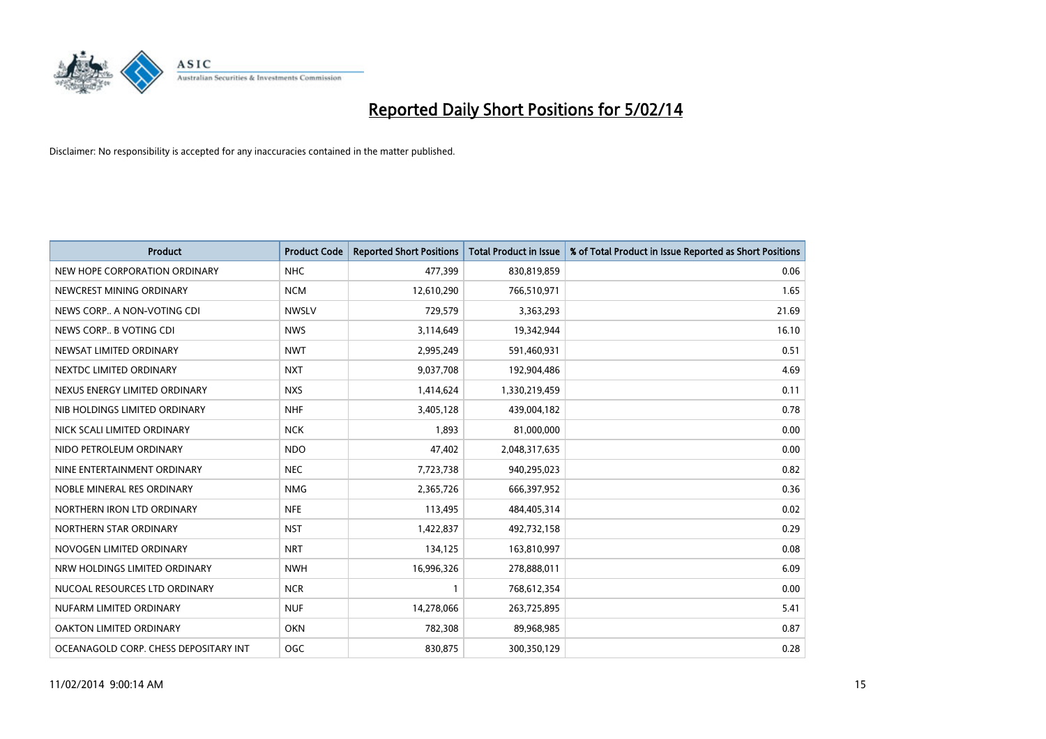# Reported Daily Short Positions for 5/02/14

Disclaimer: No responsibility is accepted for any inaccuracies contained in the matter published.

| Product | Product Code | Reported Short Positions | Total Product in Issue | % of Total Product in Issue Reported as Short Positions |
|---|---|---|---|---|
| NEW HOPE CORPORATION ORDINARY | NHC | 477,399 | 830,819,859 | 0.06 |
| NEWCREST MINING ORDINARY | NCM | 12,610,290 | 766,510,971 | 1.65 |
| NEWS CORP.. A NON-VOTING CDI | NWSLV | 729,579 | 3,363,293 | 21.69 |
| NEWS CORP.. B VOTING CDI | NWS | 3,114,649 | 19,342,944 | 16.10 |
| NEWSAT LIMITED ORDINARY | NWT | 2,995,249 | 591,460,931 | 0.51 |
| NEXTDC LIMITED ORDINARY | NXT | 9,037,708 | 192,904,486 | 4.69 |
| NEXUS ENERGY LIMITED ORDINARY | NXS | 1,414,624 | 1,330,219,459 | 0.11 |
| NIB HOLDINGS LIMITED ORDINARY | NHF | 3,405,128 | 439,004,182 | 0.78 |
| NICK SCALI LIMITED ORDINARY | NCK | 1,893 | 81,000,000 | 0.00 |
| NIDO PETROLEUM ORDINARY | NDO | 47,402 | 2,048,317,635 | 0.00 |
| NINE ENTERTAINMENT ORDINARY | NEC | 7,723,738 | 940,295,023 | 0.82 |
| NOBLE MINERAL RES ORDINARY | NMG | 2,365,726 | 666,397,952 | 0.36 |
| NORTHERN IRON LTD ORDINARY | NFE | 113,495 | 484,405,314 | 0.02 |
| NORTHERN STAR ORDINARY | NST | 1,422,837 | 492,732,158 | 0.29 |
| NOVOGEN LIMITED ORDINARY | NRT | 134,125 | 163,810,997 | 0.08 |
| NRW HOLDINGS LIMITED ORDINARY | NWH | 16,996,326 | 278,888,011 | 6.09 |
| NUCOAL RESOURCES LTD ORDINARY | NCR | 1 | 768,612,354 | 0.00 |
| NUFARM LIMITED ORDINARY | NUF | 14,278,066 | 263,725,895 | 5.41 |
| OAKTON LIMITED ORDINARY | OKN | 782,308 | 89,968,985 | 0.87 |
| OCEANAGOLD CORP. CHESS DEPOSITARY INT | OGC | 830,875 | 300,350,129 | 0.28 |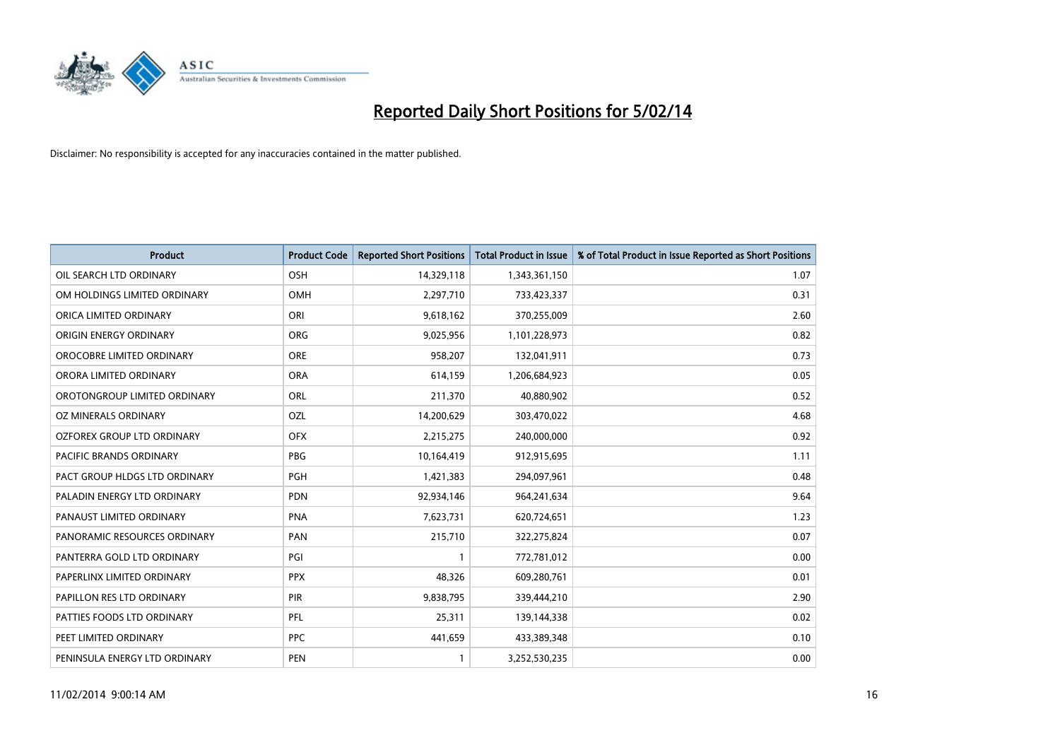# Reported Daily Short Positions for 5/02/14

Disclaimer: No responsibility is accepted for any inaccuracies contained in the matter published.

| Product | Product Code | Reported Short Positions | Total Product in Issue | % of Total Product in Issue Reported as Short Positions |
|---|---|---|---|---|
| OIL SEARCH LTD ORDINARY | OSH | 14,329,118 | 1,343,361,150 | 1.07 |
| OM HOLDINGS LIMITED ORDINARY | OMH | 2,297,710 | 733,423,337 | 0.31 |
| ORICA LIMITED ORDINARY | ORI | 9,618,162 | 370,255,009 | 2.60 |
| ORIGIN ENERGY ORDINARY | ORG | 9,025,956 | 1,101,228,973 | 0.82 |
| OROCOBRE LIMITED ORDINARY | ORE | 958,207 | 132,041,911 | 0.73 |
| ORORA LIMITED ORDINARY | ORA | 614,159 | 1,206,684,923 | 0.05 |
| OROTONGROUP LIMITED ORDINARY | ORL | 211,370 | 40,880,902 | 0.52 |
| OZ MINERALS ORDINARY | OZL | 14,200,629 | 303,470,022 | 4.68 |
| OZFOREX GROUP LTD ORDINARY | OFX | 2,215,275 | 240,000,000 | 0.92 |
| PACIFIC BRANDS ORDINARY | PBG | 10,164,419 | 912,915,695 | 1.11 |
| PACT GROUP HLDGS LTD ORDINARY | PGH | 1,421,383 | 294,097,961 | 0.48 |
| PALADIN ENERGY LTD ORDINARY | PDN | 92,934,146 | 964,241,634 | 9.64 |
| PANAUST LIMITED ORDINARY | PNA | 7,623,731 | 620,724,651 | 1.23 |
| PANORAMIC RESOURCES ORDINARY | PAN | 215,710 | 322,275,824 | 0.07 |
| PANTERRA GOLD LTD ORDINARY | PGI | 1 | 772,781,012 | 0.00 |
| PAPERLINX LIMITED ORDINARY | PPX | 48,326 | 609,280,761 | 0.01 |
| PAPILLON RES LTD ORDINARY | PIR | 9,838,795 | 339,444,210 | 2.90 |
| PATTIES FOODS LTD ORDINARY | PFL | 25,311 | 139,144,338 | 0.02 |
| PEET LIMITED ORDINARY | PPC | 441,659 | 433,389,348 | 0.10 |
| PENINSULA ENERGY LTD ORDINARY | PEN | 1 | 3,252,530,235 | 0.00 |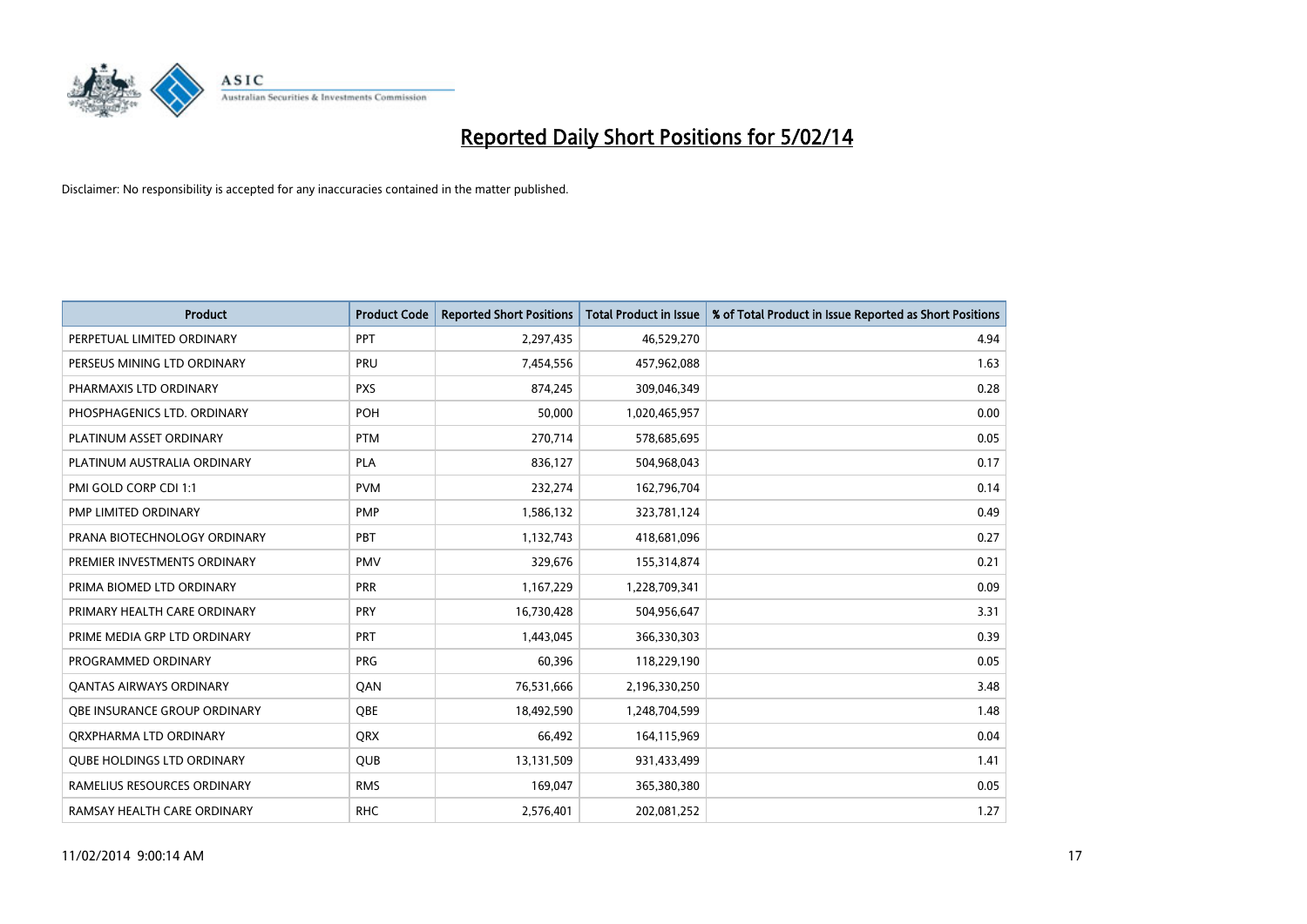# Reported Daily Short Positions for 5/02/14

Disclaimer: No responsibility is accepted for any inaccuracies contained in the matter published.

| Product | Product Code | Reported Short Positions | Total Product in Issue | % of Total Product in Issue Reported as Short Positions |
|---|---|---|---|---|
| PERPETUAL LIMITED ORDINARY | PPT | 2,297,435 | 46,529,270 | 4.94 |
| PERSEUS MINING LTD ORDINARY | PRU | 7,454,556 | 457,962,088 | 1.63 |
| PHARMAXIS LTD ORDINARY | PXS | 874,245 | 309,046,349 | 0.28 |
| PHOSPHAGENICS LTD. ORDINARY | POH | 50,000 | 1,020,465,957 | 0.00 |
| PLATINUM ASSET ORDINARY | PTM | 270,714 | 578,685,695 | 0.05 |
| PLATINUM AUSTRALIA ORDINARY | PLA | 836,127 | 504,968,043 | 0.17 |
| PMI GOLD CORP CDI 1:1 | PVM | 232,274 | 162,796,704 | 0.14 |
| PMP LIMITED ORDINARY | PMP | 1,586,132 | 323,781,124 | 0.49 |
| PRANA BIOTECHNOLOGY ORDINARY | PBT | 1,132,743 | 418,681,096 | 0.27 |
| PREMIER INVESTMENTS ORDINARY | PMV | 329,676 | 155,314,874 | 0.21 |
| PRIMA BIOMED LTD ORDINARY | PRR | 1,167,229 | 1,228,709,341 | 0.09 |
| PRIMARY HEALTH CARE ORDINARY | PRY | 16,730,428 | 504,956,647 | 3.31 |
| PRIME MEDIA GRP LTD ORDINARY | PRT | 1,443,045 | 366,330,303 | 0.39 |
| PROGRAMMED ORDINARY | PRG | 60,396 | 118,229,190 | 0.05 |
| QANTAS AIRWAYS ORDINARY | QAN | 76,531,666 | 2,196,330,250 | 3.48 |
| QBE INSURANCE GROUP ORDINARY | QBE | 18,492,590 | 1,248,704,599 | 1.48 |
| QRXPHARMA LTD ORDINARY | QRX | 66,492 | 164,115,969 | 0.04 |
| QUBE HOLDINGS LTD ORDINARY | QUB | 13,131,509 | 931,433,499 | 1.41 |
| RAMELIUS RESOURCES ORDINARY | RMS | 169,047 | 365,380,380 | 0.05 |
| RAMSAY HEALTH CARE ORDINARY | RHC | 2,576,401 | 202,081,252 | 1.27 |

11/02/2014 9:00:14 AM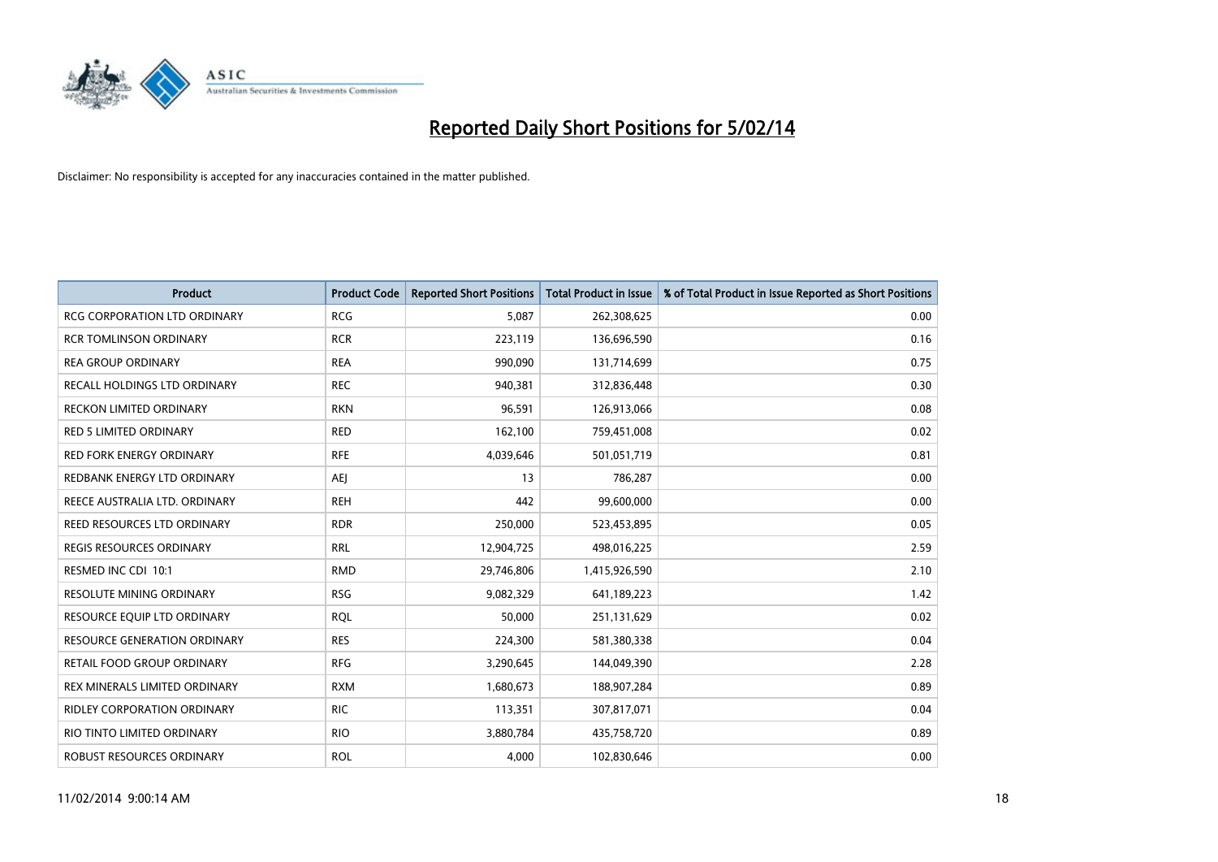# Reported Daily Short Positions for 5/02/14

Disclaimer: No responsibility is accepted for any inaccuracies contained in the matter published.

| Product | Product Code | Reported Short Positions | Total Product in Issue | % of Total Product in Issue Reported as Short Positions |
|---|---|---|---|---|
| RCG CORPORATION LTD ORDINARY | RCG | 5,087 | 262,308,625 | 0.00 |
| RCR TOMLINSON ORDINARY | RCR | 223,119 | 136,696,590 | 0.16 |
| REA GROUP ORDINARY | REA | 990,090 | 131,714,699 | 0.75 |
| RECALL HOLDINGS LTD ORDINARY | REC | 940,381 | 312,836,448 | 0.30 |
| RECKON LIMITED ORDINARY | RKN | 96,591 | 126,913,066 | 0.08 |
| RED 5 LIMITED ORDINARY | RED | 162,100 | 759,451,008 | 0.02 |
| RED FORK ENERGY ORDINARY | RFE | 4,039,646 | 501,051,719 | 0.81 |
| REDBANK ENERGY LTD ORDINARY | AEJ | 13 | 786,287 | 0.00 |
| REECE AUSTRALIA LTD. ORDINARY | REH | 442 | 99,600,000 | 0.00 |
| REED RESOURCES LTD ORDINARY | RDR | 250,000 | 523,453,895 | 0.05 |
| REGIS RESOURCES ORDINARY | RRL | 12,904,725 | 498,016,225 | 2.59 |
| RESMED INC CDI 10:1 | RMD | 29,746,806 | 1,415,926,590 | 2.10 |
| RESOLUTE MINING ORDINARY | RSG | 9,082,329 | 641,189,223 | 1.42 |
| RESOURCE EQUIP LTD ORDINARY | RQL | 50,000 | 251,131,629 | 0.02 |
| RESOURCE GENERATION ORDINARY | RES | 224,300 | 581,380,338 | 0.04 |
| RETAIL FOOD GROUP ORDINARY | RFG | 3,290,645 | 144,049,390 | 2.28 |
| REX MINERALS LIMITED ORDINARY | RXM | 1,680,673 | 188,907,284 | 0.89 |
| RIDLEY CORPORATION ORDINARY | RIC | 113,351 | 307,817,071 | 0.04 |
| RIO TINTO LIMITED ORDINARY | RIO | 3,880,784 | 435,758,720 | 0.89 |
| ROBUST RESOURCES ORDINARY | ROL | 4,000 | 102,830,646 | 0.00 |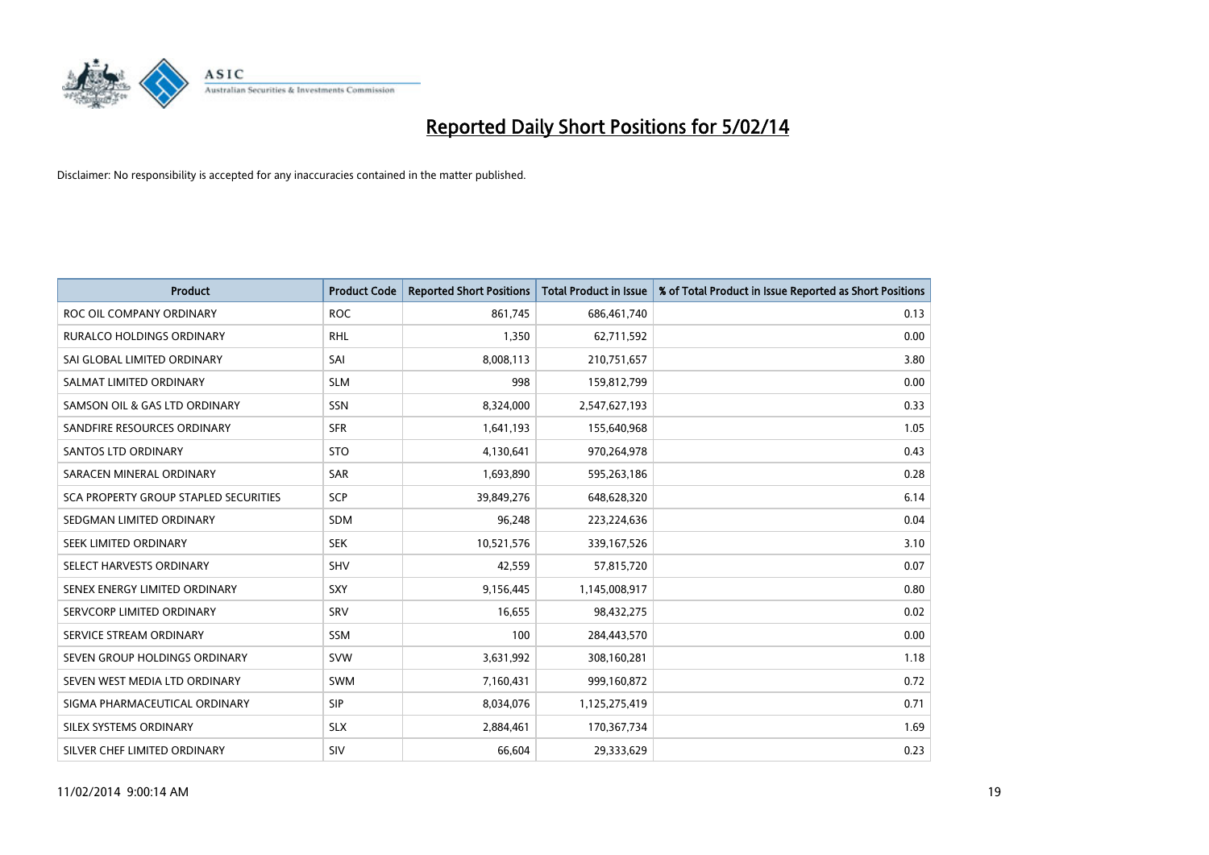# Reported Daily Short Positions for 5/02/14

Disclaimer: No responsibility is accepted for any inaccuracies contained in the matter published.

| Product | Product Code | Reported Short Positions | Total Product in Issue | % of Total Product in Issue Reported as Short Positions |
| --- | --- | --- | --- | --- |
| ROC OIL COMPANY ORDINARY | ROC | 861,745 | 686,461,740 | 0.13 |
| RURALCO HOLDINGS ORDINARY | RHL | 1,350 | 62,711,592 | 0.00 |
| SAI GLOBAL LIMITED ORDINARY | SAI | 8,008,113 | 210,751,657 | 3.80 |
| SALMAT LIMITED ORDINARY | SLM | 998 | 159,812,799 | 0.00 |
| SAMSON OIL & GAS LTD ORDINARY | SSN | 8,324,000 | 2,547,627,193 | 0.33 |
| SANDFIRE RESOURCES ORDINARY | SFR | 1,641,193 | 155,640,968 | 1.05 |
| SANTOS LTD ORDINARY | STO | 4,130,641 | 970,264,978 | 0.43 |
| SARACEN MINERAL ORDINARY | SAR | 1,693,890 | 595,263,186 | 0.28 |
| SCA PROPERTY GROUP STAPLED SECURITIES | SCP | 39,849,276 | 648,628,320 | 6.14 |
| SEDGMAN LIMITED ORDINARY | SDM | 96,248 | 223,224,636 | 0.04 |
| SEEK LIMITED ORDINARY | SEK | 10,521,576 | 339,167,526 | 3.10 |
| SELECT HARVESTS ORDINARY | SHV | 42,559 | 57,815,720 | 0.07 |
| SENEX ENERGY LIMITED ORDINARY | SXY | 9,156,445 | 1,145,008,917 | 0.80 |
| SERVCORP LIMITED ORDINARY | SRV | 16,655 | 98,432,275 | 0.02 |
| SERVICE STREAM ORDINARY | SSM | 100 | 284,443,570 | 0.00 |
| SEVEN GROUP HOLDINGS ORDINARY | SVW | 3,631,992 | 308,160,281 | 1.18 |
| SEVEN WEST MEDIA LTD ORDINARY | SWM | 7,160,431 | 999,160,872 | 0.72 |
| SIGMA PHARMACEUTICAL ORDINARY | SIP | 8,034,076 | 1,125,275,419 | 0.71 |
| SILEX SYSTEMS ORDINARY | SLX | 2,884,461 | 170,367,734 | 1.69 |
| SILVER CHEF LIMITED ORDINARY | SIV | 66,604 | 29,333,629 | 0.23 |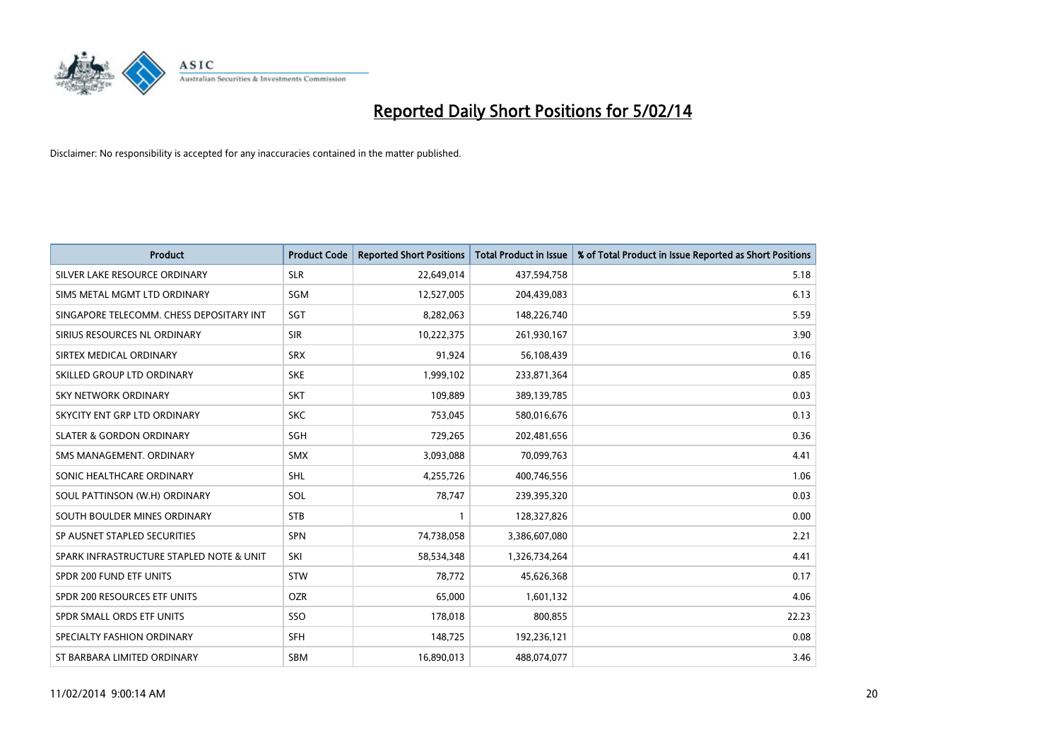# Reported Daily Short Positions for 5/02/14

Disclaimer: No responsibility is accepted for any inaccuracies contained in the matter published.

| Product | Product Code | Reported Short Positions | Total Product in Issue | % of Total Product in Issue Reported as Short Positions |
|---|---|---|---|---|
| SILVER LAKE RESOURCE ORDINARY | SLR | 22,649,014 | 437,594,758 | 5.18 |
| SIMS METAL MGMT LTD ORDINARY | SGM | 12,527,005 | 204,439,083 | 6.13 |
| SINGAPORE TELECOMM. CHESS DEPOSITARY INT | SGT | 8,282,063 | 148,226,740 | 5.59 |
| SIRIUS RESOURCES NL ORDINARY | SIR | 10,222,375 | 261,930,167 | 3.90 |
| SIRTEX MEDICAL ORDINARY | SRX | 91,924 | 56,108,439 | 0.16 |
| SKILLED GROUP LTD ORDINARY | SKE | 1,999,102 | 233,871,364 | 0.85 |
| SKY NETWORK ORDINARY | SKT | 109,889 | 389,139,785 | 0.03 |
| SKYCITY ENT GRP LTD ORDINARY | SKC | 753,045 | 580,016,676 | 0.13 |
| SLATER & GORDON ORDINARY | SGH | 729,265 | 202,481,656 | 0.36 |
| SMS MANAGEMENT. ORDINARY | SMX | 3,093,088 | 70,099,763 | 4.41 |
| SONIC HEALTHCARE ORDINARY | SHL | 4,255,726 | 400,746,556 | 1.06 |
| SOUL PATTINSON (W.H) ORDINARY | SOL | 78,747 | 239,395,320 | 0.03 |
| SOUTH BOULDER MINES ORDINARY | STB | 1 | 128,327,826 | 0.00 |
| SP AUSNET STAPLED SECURITIES | SPN | 74,738,058 | 3,386,607,080 | 2.21 |
| SPARK INFRASTRUCTURE STAPLED NOTE & UNIT | SKI | 58,534,348 | 1,326,734,264 | 4.41 |
| SPDR 200 FUND ETF UNITS | STW | 78,772 | 45,626,368 | 0.17 |
| SPDR 200 RESOURCES ETF UNITS | OZR | 65,000 | 1,601,132 | 4.06 |
| SPDR SMALL ORDS ETF UNITS | SSO | 178,018 | 800,855 | 22.23 |
| SPECIALTY FASHION ORDINARY | SFH | 148,725 | 192,236,121 | 0.08 |
| ST BARBARA LIMITED ORDINARY | SBM | 16,890,013 | 488,074,077 | 3.46 |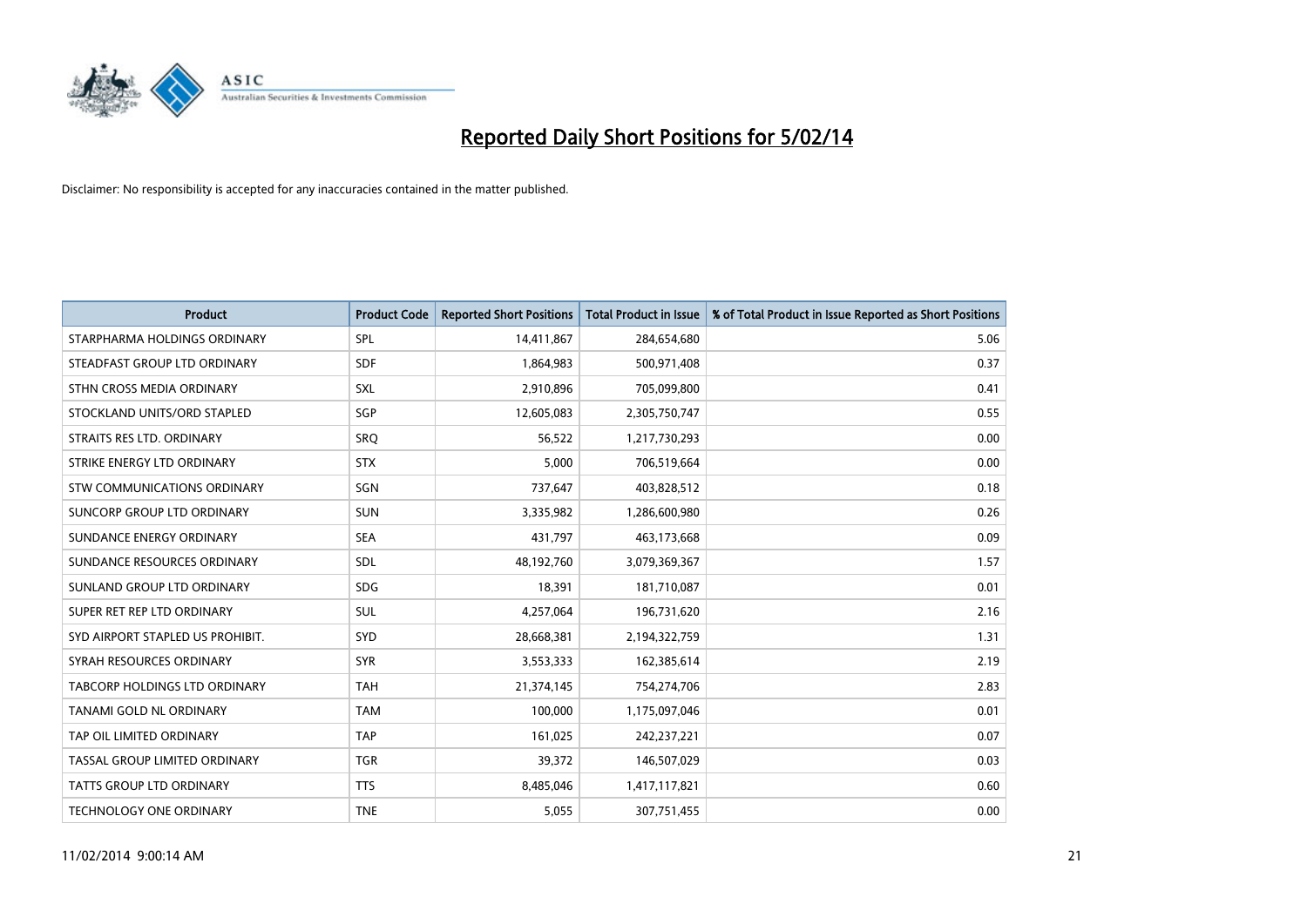# Reported Daily Short Positions for 5/02/14

Disclaimer: No responsibility is accepted for any inaccuracies contained in the matter published.

| Product | Product Code | Reported Short Positions | Total Product in Issue | % of Total Product in Issue Reported as Short Positions |
|---|---|---|---|---|
| STARPHARMA HOLDINGS ORDINARY | SPL | 14,411,867 | 284,654,680 | 5.06 |
| STEADFAST GROUP LTD ORDINARY | SDF | 1,864,983 | 500,971,408 | 0.37 |
| STHN CROSS MEDIA ORDINARY | SXL | 2,910,896 | 705,099,800 | 0.41 |
| STOCKLAND UNITS/ORD STAPLED | SGP | 12,605,083 | 2,305,750,747 | 0.55 |
| STRAITS RES LTD. ORDINARY | SRQ | 56,522 | 1,217,730,293 | 0.00 |
| STRIKE ENERGY LTD ORDINARY | STX | 5,000 | 706,519,664 | 0.00 |
| STW COMMUNICATIONS ORDINARY | SGN | 737,647 | 403,828,512 | 0.18 |
| SUNCORP GROUP LTD ORDINARY | SUN | 3,335,982 | 1,286,600,980 | 0.26 |
| SUNDANCE ENERGY ORDINARY | SEA | 431,797 | 463,173,668 | 0.09 |
| SUNDANCE RESOURCES ORDINARY | SDL | 48,192,760 | 3,079,369,367 | 1.57 |
| SUNLAND GROUP LTD ORDINARY | SDG | 18,391 | 181,710,087 | 0.01 |
| SUPER RET REP LTD ORDINARY | SUL | 4,257,064 | 196,731,620 | 2.16 |
| SYD AIRPORT STAPLED US PROHIBIT. | SYD | 28,668,381 | 2,194,322,759 | 1.31 |
| SYRAH RESOURCES ORDINARY | SYR | 3,553,333 | 162,385,614 | 2.19 |
| TABCORP HOLDINGS LTD ORDINARY | TAH | 21,374,145 | 754,274,706 | 2.83 |
| TANAMI GOLD NL ORDINARY | TAM | 100,000 | 1,175,097,046 | 0.01 |
| TAP OIL LIMITED ORDINARY | TAP | 161,025 | 242,237,221 | 0.07 |
| TASSAL GROUP LIMITED ORDINARY | TGR | 39,372 | 146,507,029 | 0.03 |
| TATTS GROUP LTD ORDINARY | TTS | 8,485,046 | 1,417,117,821 | 0.60 |
| TECHNOLOGY ONE ORDINARY | TNE | 5,055 | 307,751,455 | 0.00 |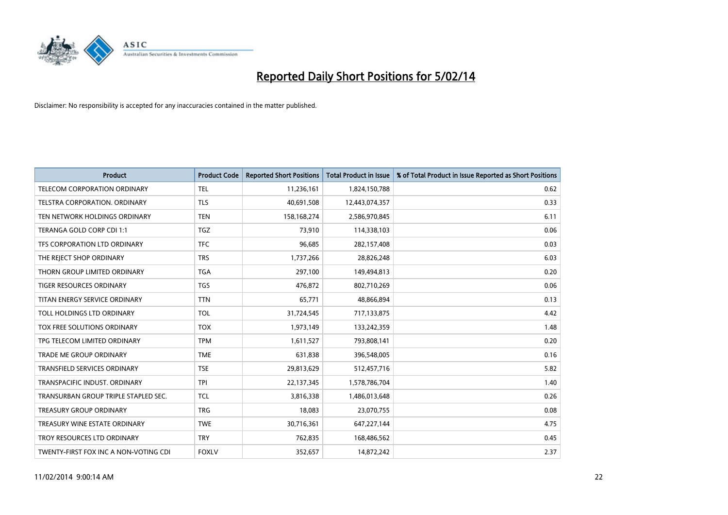# Reported Daily Short Positions for 5/02/14

Disclaimer: No responsibility is accepted for any inaccuracies contained in the matter published.

| Product | Product Code | Reported Short Positions | Total Product in Issue | % of Total Product in Issue Reported as Short Positions |
|---|---|---|---|---|
| TELECOM CORPORATION ORDINARY | TEL | 11,236,161 | 1,824,150,788 | 0.62 |
| TELSTRA CORPORATION. ORDINARY | TLS | 40,691,508 | 12,443,074,357 | 0.33 |
| TEN NETWORK HOLDINGS ORDINARY | TEN | 158,168,274 | 2,586,970,845 | 6.11 |
| TERANGA GOLD CORP CDI 1:1 | TGZ | 73,910 | 114,338,103 | 0.06 |
| TFS CORPORATION LTD ORDINARY | TFC | 96,685 | 282,157,408 | 0.03 |
| THE REJECT SHOP ORDINARY | TRS | 1,737,266 | 28,826,248 | 6.03 |
| THORN GROUP LIMITED ORDINARY | TGA | 297,100 | 149,494,813 | 0.20 |
| TIGER RESOURCES ORDINARY | TGS | 476,872 | 802,710,269 | 0.06 |
| TITAN ENERGY SERVICE ORDINARY | TTN | 65,771 | 48,866,894 | 0.13 |
| TOLL HOLDINGS LTD ORDINARY | TOL | 31,724,545 | 717,133,875 | 4.42 |
| TOX FREE SOLUTIONS ORDINARY | TOX | 1,973,149 | 133,242,359 | 1.48 |
| TPG TELECOM LIMITED ORDINARY | TPM | 1,611,527 | 793,808,141 | 0.20 |
| TRADE ME GROUP ORDINARY | TME | 631,838 | 396,548,005 | 0.16 |
| TRANSFIELD SERVICES ORDINARY | TSE | 29,813,629 | 512,457,716 | 5.82 |
| TRANSPACIFIC INDUST. ORDINARY | TPI | 22,137,345 | 1,578,786,704 | 1.40 |
| TRANSURBAN GROUP TRIPLE STAPLED SEC. | TCL | 3,816,338 | 1,486,013,648 | 0.26 |
| TREASURY GROUP ORDINARY | TRG | 18,083 | 23,070,755 | 0.08 |
| TREASURY WINE ESTATE ORDINARY | TWE | 30,716,361 | 647,227,144 | 4.75 |
| TROY RESOURCES LTD ORDINARY | TRY | 762,835 | 168,486,562 | 0.45 |
| TWENTY-FIRST FOX INC A NON-VOTING CDI | FOXLV | 352,657 | 14,872,242 | 2.37 |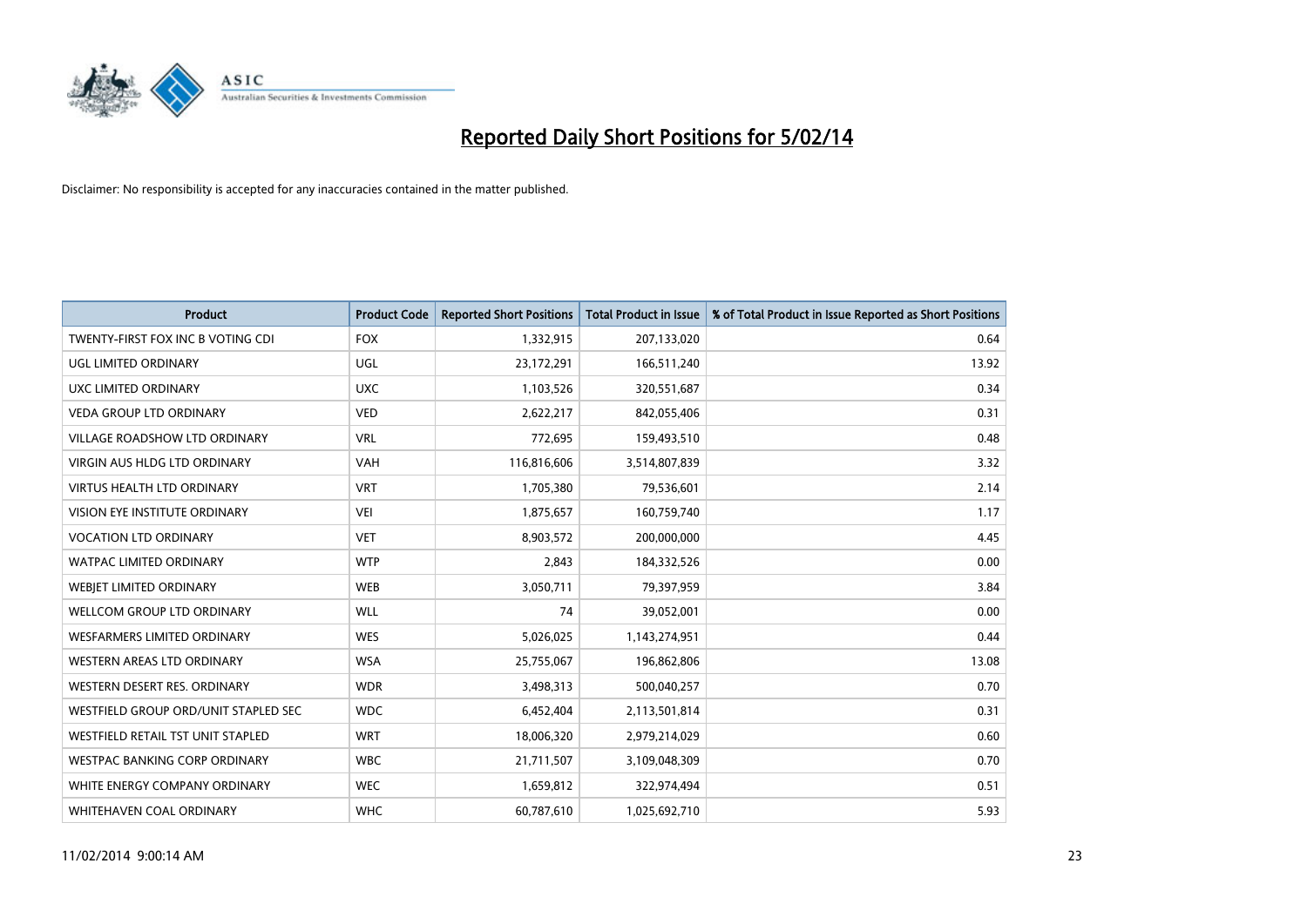# Reported Daily Short Positions for 5/02/14

Disclaimer: No responsibility is accepted for any inaccuracies contained in the matter published.

| Product | Product Code | Reported Short Positions | Total Product in Issue | % of Total Product in Issue Reported as Short Positions |
|---|---|---|---|---|
| TWENTY-FIRST FOX INC B VOTING CDI | FOX | 1,332,915 | 207,133,020 | 0.64 |
| UGL LIMITED ORDINARY | UGL | 23,172,291 | 166,511,240 | 13.92 |
| UXC LIMITED ORDINARY | UXC | 1,103,526 | 320,551,687 | 0.34 |
| VEDA GROUP LTD ORDINARY | VED | 2,622,217 | 842,055,406 | 0.31 |
| VILLAGE ROADSHOW LTD ORDINARY | VRL | 772,695 | 159,493,510 | 0.48 |
| VIRGIN AUS HLDG LTD ORDINARY | VAH | 116,816,606 | 3,514,807,839 | 3.32 |
| VIRTUS HEALTH LTD ORDINARY | VRT | 1,705,380 | 79,536,601 | 2.14 |
| VISION EYE INSTITUTE ORDINARY | VEI | 1,875,657 | 160,759,740 | 1.17 |
| VOCATION LTD ORDINARY | VET | 8,903,572 | 200,000,000 | 4.45 |
| WATPAC LIMITED ORDINARY | WTP | 2,843 | 184,332,526 | 0.00 |
| WEBJET LIMITED ORDINARY | WEB | 3,050,711 | 79,397,959 | 3.84 |
| WELLCOM GROUP LTD ORDINARY | WLL | 74 | 39,052,001 | 0.00 |
| WESFARMERS LIMITED ORDINARY | WES | 5,026,025 | 1,143,274,951 | 0.44 |
| WESTERN AREAS LTD ORDINARY | WSA | 25,755,067 | 196,862,806 | 13.08 |
| WESTERN DESERT RES. ORDINARY | WDR | 3,498,313 | 500,040,257 | 0.70 |
| WESTFIELD GROUP ORD/UNIT STAPLED SEC | WDC | 6,452,404 | 2,113,501,814 | 0.31 |
| WESTFIELD RETAIL TST UNIT STAPLED | WRT | 18,006,320 | 2,979,214,029 | 0.60 |
| WESTPAC BANKING CORP ORDINARY | WBC | 21,711,507 | 3,109,048,309 | 0.70 |
| WHITE ENERGY COMPANY ORDINARY | WEC | 1,659,812 | 322,974,494 | 0.51 |
| WHITEHAVEN COAL ORDINARY | WHC | 60,787,610 | 1,025,692,710 | 5.93 |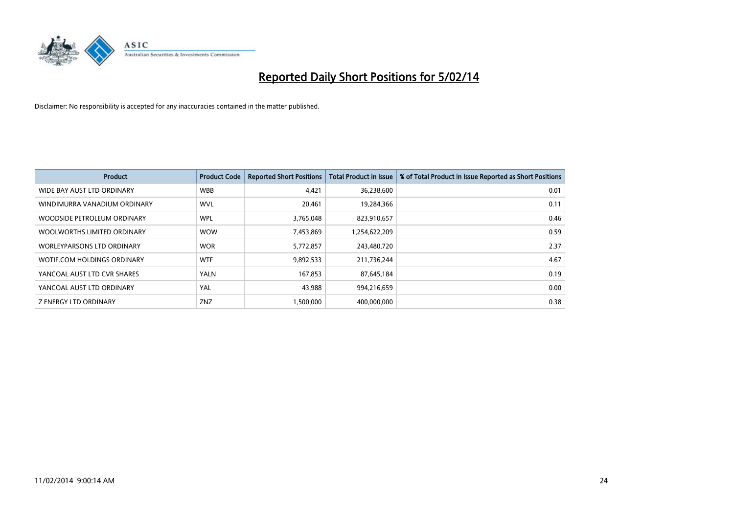# Reported Daily Short Positions for 5/02/14

Disclaimer: No responsibility is accepted for any inaccuracies contained in the matter published.

| Product | Product Code | Reported Short Positions | Total Product in Issue | % of Total Product in Issue Reported as Short Positions |
|---|---|---|---|---|
| WIDE BAY AUST LTD ORDINARY | WBB | 4,421 | 36,238,600 | 0.01 |
| WINDIMURRA VANADIUM ORDINARY | WVL | 20,461 | 19,284,366 | 0.11 |
| WOODSIDE PETROLEUM ORDINARY | WPL | 3,765,048 | 823,910,657 | 0.46 |
| WOOLWORTHS LIMITED ORDINARY | WOW | 7,453,869 | 1,254,622,209 | 0.59 |
| WORLEYPARSONS LTD ORDINARY | WOR | 5,772,857 | 243,480,720 | 2.37 |
| WOTIF.COM HOLDINGS ORDINARY | WTF | 9,892,533 | 211,736,244 | 4.67 |
| YANCOAL AUST LTD CVR SHARES | YALN | 167,853 | 87,645,184 | 0.19 |
| YANCOAL AUST LTD ORDINARY | YAL | 43,988 | 994,216,659 | 0.00 |
| Z ENERGY LTD ORDINARY | ZNZ | 1,500,000 | 400,000,000 | 0.38 |

11/02/2014 9:00:14 AM